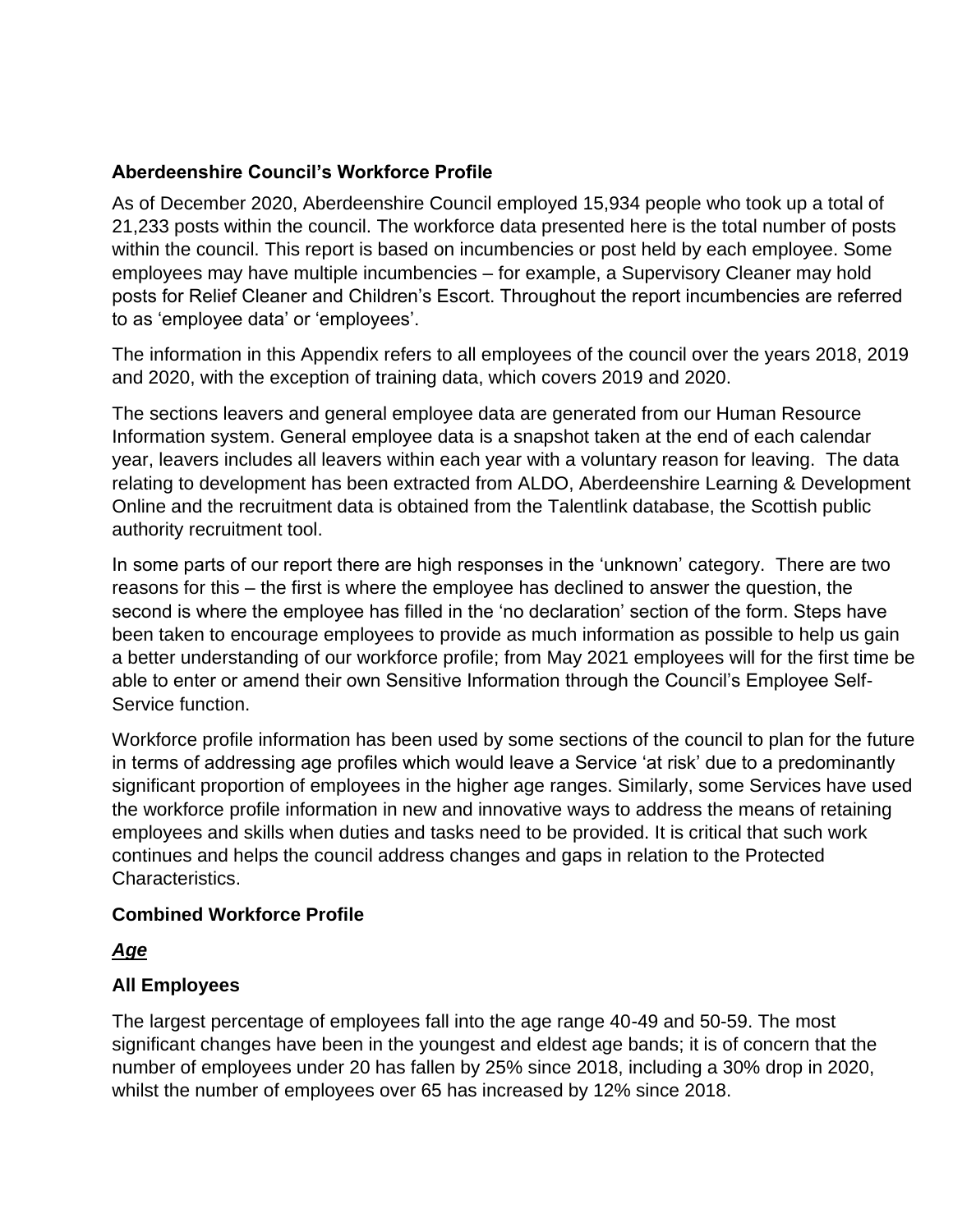## Aberdeenshire Council's Workforce Profile

As of December 2020, Aberdeenshire Council employed 15,934 people who took up a total of 21,233 posts within the council. The workforce data presented here is the total number of posts within the council. This report is based on incumbencies or post held by each employee. Some employees may have multiple incumbencies – for example, a Supervisory Cleaner may hold posts for Relief Cleaner and Children's Escort. Throughout the report incumbencies are referred to as 'employee data' or 'employees'.

The information in this Appendix refers to all employees of the council over the years 2018, 2019 and 2020, with the exception of training data, which covers 2019 and 2020.

The sections leavers and general employee data are generated from our Human Resource Information system. General employee data is a snapshot taken at the end of each calendar year, leavers includes all leavers within each year with a voluntary reason for leaving. The data relating to development has been extracted from ALDO, Aberdeenshire Learning & Development Online and the recruitment data is obtained from the Talentlink database, the Scottish public authority recruitment tool.

In some parts of our report there are high responses in the 'unknown' category. There are two reasons for this – the first is where the employee has declined to answer the question, the second is where the employee has filled in the 'no declaration' section of the form. Steps have been taken to encourage employees to provide as much information as possible to help us gain a better understanding of our workforce profile; from May 2021 employees will for the first time be able to enter or amend their own Sensitive Information through the Council's Employee Self-Service function.

Workforce profile information has been used by some sections of the council to plan for the future in terms of addressing age profiles which would leave a Service 'at risk' due to a predominantly significant proportion of employees in the higher age ranges. Similarly, some Services have used the workforce profile information in new and innovative ways to address the means of retaining employees and skills when duties and tasks need to be provided. It is critical that such work continues and helps the council address changes and gaps in relation to the Protected Characteristics.

## Combined Workforce Profile

### ***Age***

### All Employees

The largest percentage of employees fall into the age range 40-49 and 50-59. The most significant changes have been in the youngest and eldest age bands; it is of concern that the number of employees under 20 has fallen by 25% since 2018, including a 30% drop in 2020, whilst the number of employees over 65 has increased by 12% since 2018.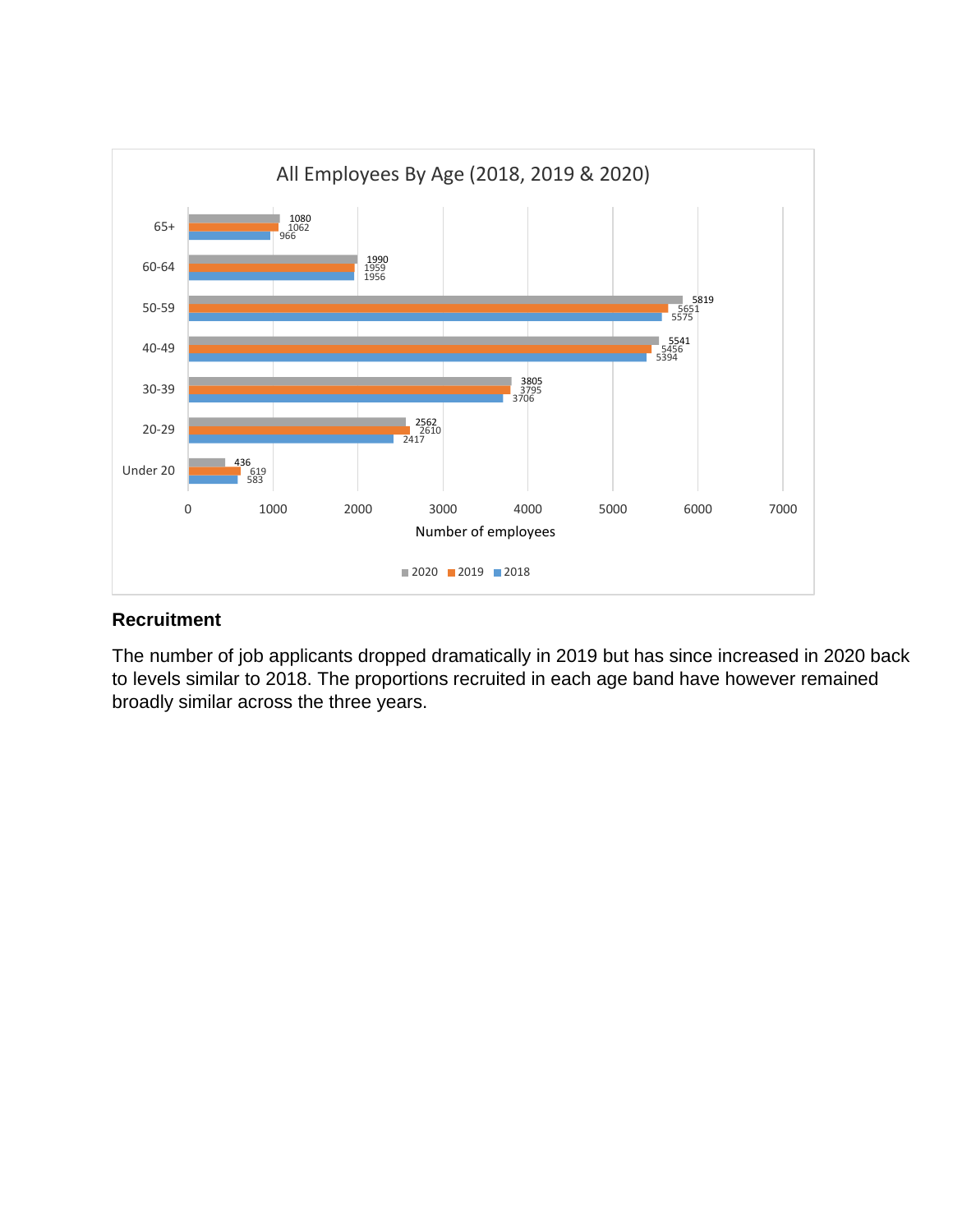All Employees By Age (2018, 2019 & 2020)

| Age | 2020 | 2019 | 2018 |
| --- | --- | --- | --- |
| 65+ | 1080 | 1062 | 966 |
| 60-64 | 1990 | 1959 | 1956 |
| 50-59 | 5819 | 5651 | 5575 |
| 40-49 | 5541 | 5456 | 5394 |
| 30-39 | 3805 | 3795 | 3706 |
| 20-29 | 2562 | 2610 | 2417 |
| Under 20 | 436 | 619 | 583 |

Number of employees

## Recruitment

The number of job applicants dropped dramatically in 2019 but has since increased in 2020 back to levels similar to 2018. The proportions recruited in each age band have however remained broadly similar across the three years.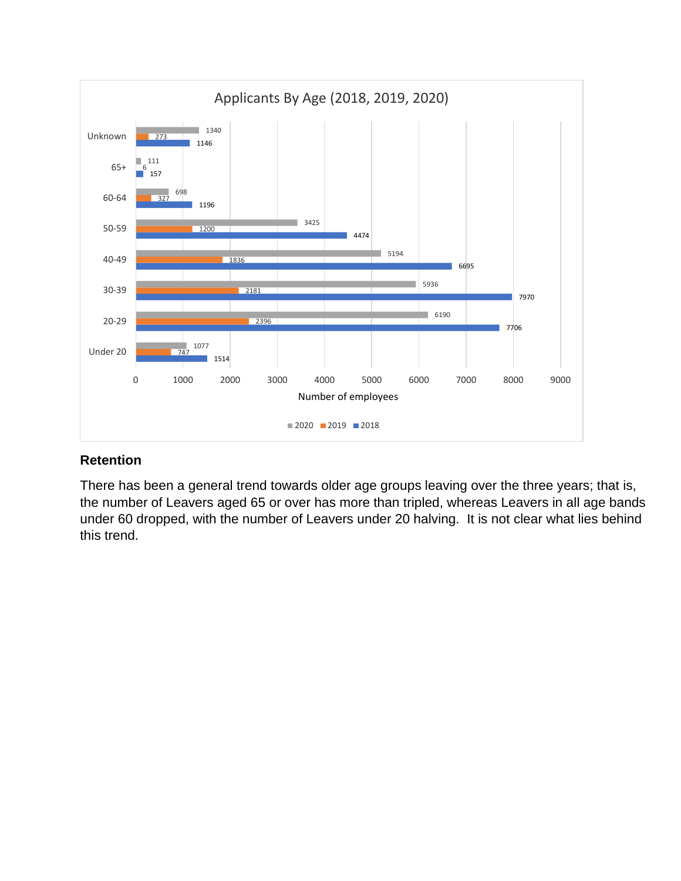**Applicants By Age (2018, 2019, 2020)**

| Age | 2020 | 2019 | 2018 |
|---|---|---|---|
| Unknown | 1340 | 273 | 1146 |
| 65+ | 111 | 6 | 157 |
| 60-64 | 698 | 327 | 1196 |
| 50-59 | 3425 | 1200 | 4474 |
| 40-49 | 5194 | 1836 | 6695 |
| 30-39 | 5936 | 2181 | 7970 |
| 20-29 | 6190 | 2396 | 7706 |
| Under 20 | 1077 | 747 | 1514 |

Number of employees

## Retention

There has been a general trend towards older age groups leaving over the three years; that is, the number of Leavers aged 65 or over has more than tripled, whereas Leavers in all age bands under 60 dropped, with the number of Leavers under 20 halving. It is not clear what lies behind this trend.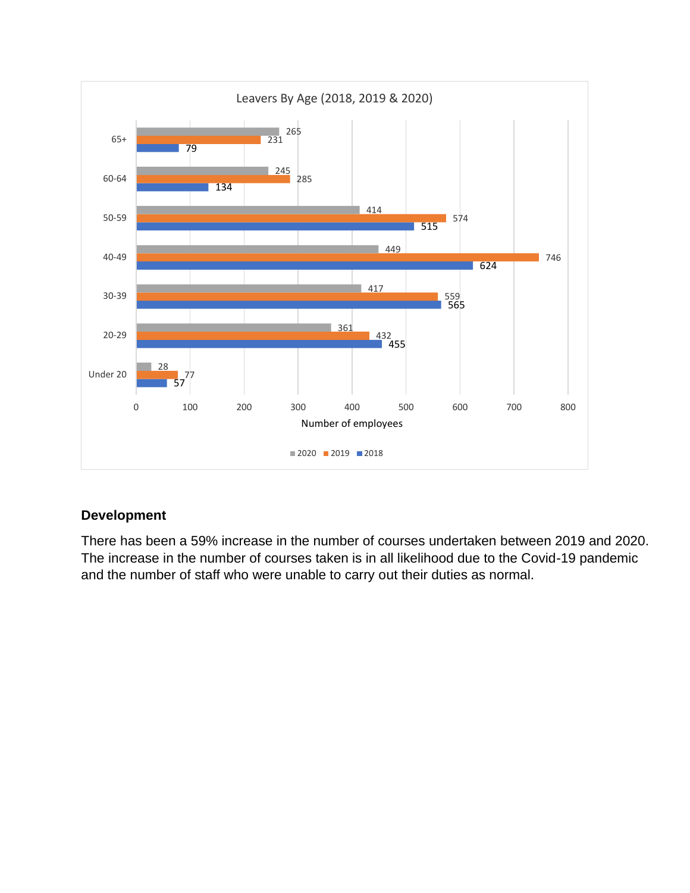**Leavers By Age (2018, 2019 & 2020)**

| Age | 2020 | 2019 | 2018 |
| --- | --- | --- | --- |
| 65+ | 265 | 231 | 79 |
| 60-64 | 245 | 285 | 134 |
| 50-59 | 414 | 574 | 515 |
| 40-49 | 449 | 746 | 624 |
| 30-39 | 417 | 559 | 565 |
| 20-29 | 361 | 432 | 455 |
| Under 20 | 28 | 77 | 57 |

Number of employees

### Development

There has been a 59% increase in the number of courses undertaken between 2019 and 2020. The increase in the number of courses taken is in all likelihood due to the Covid-19 pandemic and the number of staff who were unable to carry out their duties as normal.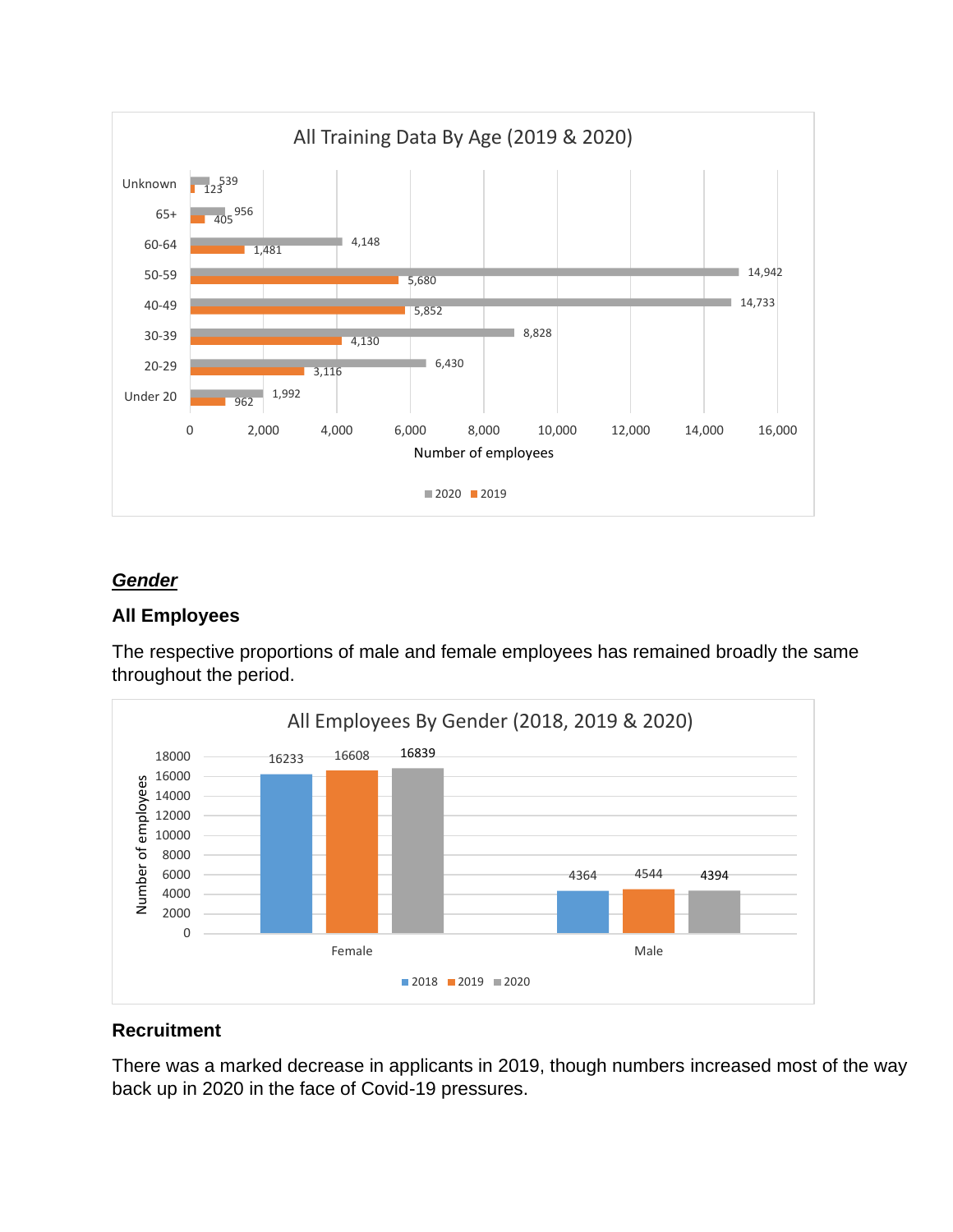**All Training Data By Age (2019 & 2020)**

| Age | 2020 | 2019 |
|---|---|---|
| Unknown | 539 | 123 |
| 65+ | 956 | 405 |
| 60-64 | 4,148 | 1,481 |
| 50-59 | 14,942 | 5,680 |
| 40-49 | 14,733 | 5,852 |
| 30-39 | 8,828 | 4,130 |
| 20-29 | 6,430 | 3,116 |
| Under 20 | 1,992 | 962 |

Number of employees

## ***Gender***

### All Employees

The respective proportions of male and female employees has remained broadly the same throughout the period.

**All Employees By Gender (2018, 2019 & 2020)**

| Gender | 2018 | 2019 | 2020 |
|---|---|---|---|
| Female | 16233 | 16608 | 16839 |
| Male | 4364 | 4544 | 4394 |

Number of employees

### Recruitment

There was a marked decrease in applicants in 2019, though numbers increased most of the way back up in 2020 in the face of Covid-19 pressures.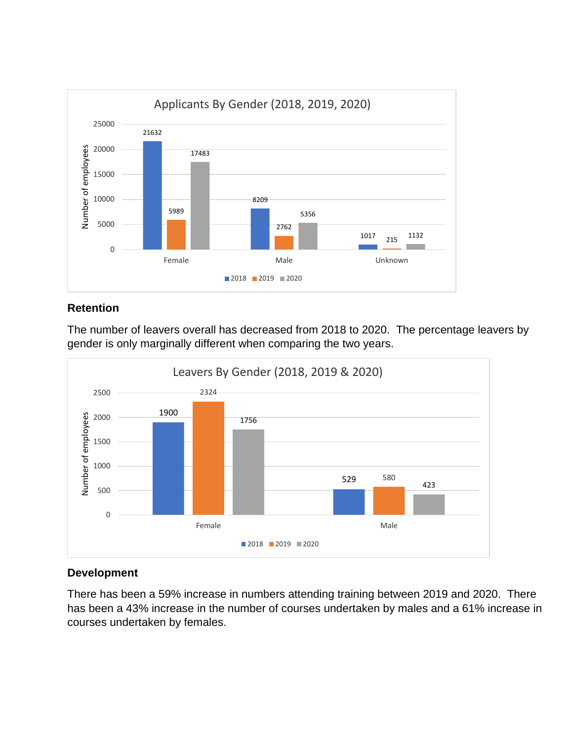**Applicants By Gender (2018, 2019, 2020)**

| | 2018 | 2019 | 2020 |
|---|---|---|---|
| Female | 21632 | 5989 | 17483 |
| Male | 8209 | 2762 | 5356 |
| Unknown | 1017 | 215 | 1132 |

## Retention

The number of leavers overall has decreased from 2018 to 2020. The percentage leavers by gender is only marginally different when comparing the two years.

**Leavers By Gender (2018, 2019 & 2020)**

| | 2018 | 2019 | 2020 |
|---|---|---|---|
| Female | 1900 | 2324 | 1756 |
| Male | 529 | 580 | 423 |

## Development

There has been a 59% increase in numbers attending training between 2019 and 2020. There has been a 43% increase in the number of courses undertaken by males and a 61% increase in courses undertaken by females.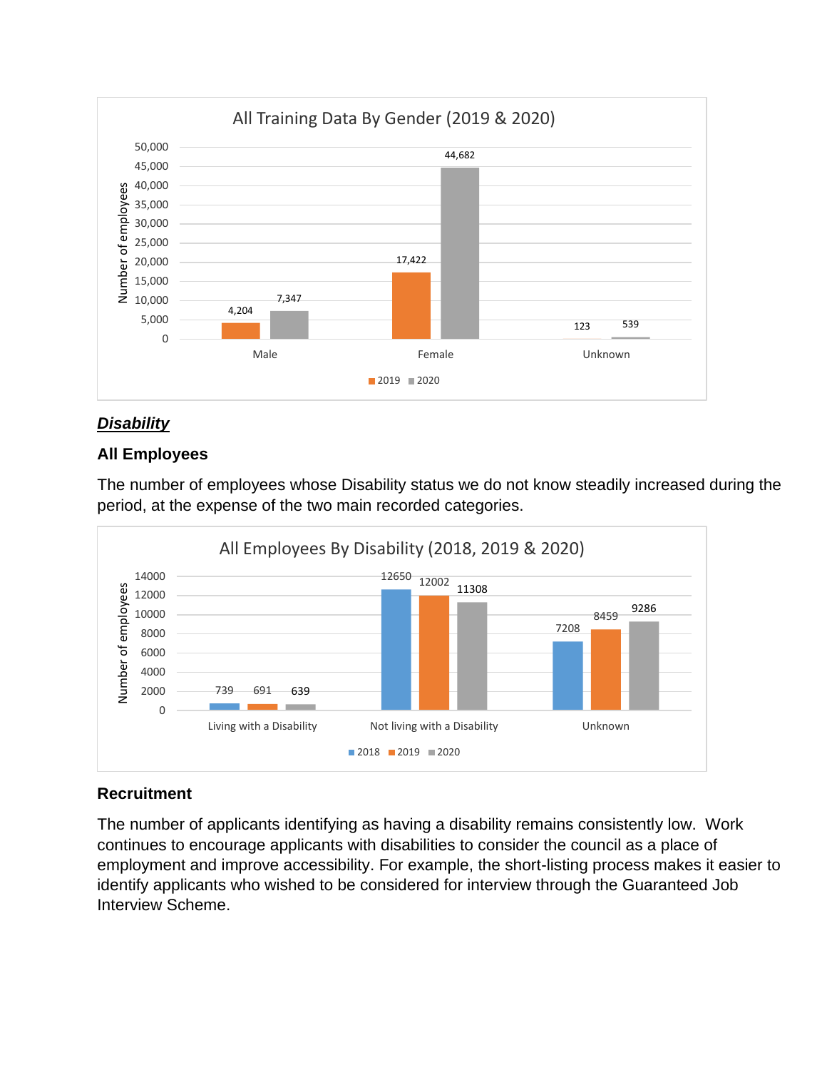**All Training Data By Gender (2019 & 2020)**

| | 2019 | 2020 |
|---|---|---|
| Male | 4,204 | 7,347 |
| Female | 17,422 | 44,682 |
| Unknown | 123 | 539 |

## ***Disability***

### All Employees

The number of employees whose Disability status we do not know steadily increased during the period, at the expense of the two main recorded categories.

**All Employees By Disability (2018, 2019 & 2020)**

| | 2018 | 2019 | 2020 |
|---|---|---|---|
| Living with a Disability | 739 | 691 | 639 |
| Not living with a Disability | 12650 | 12002 | 11308 |
| Unknown | 7208 | 8459 | 9286 |

### Recruitment

The number of applicants identifying as having a disability remains consistently low. Work continues to encourage applicants with disabilities to consider the council as a place of employment and improve accessibility. For example, the short-listing process makes it easier to identify applicants who wished to be considered for interview through the Guaranteed Job Interview Scheme.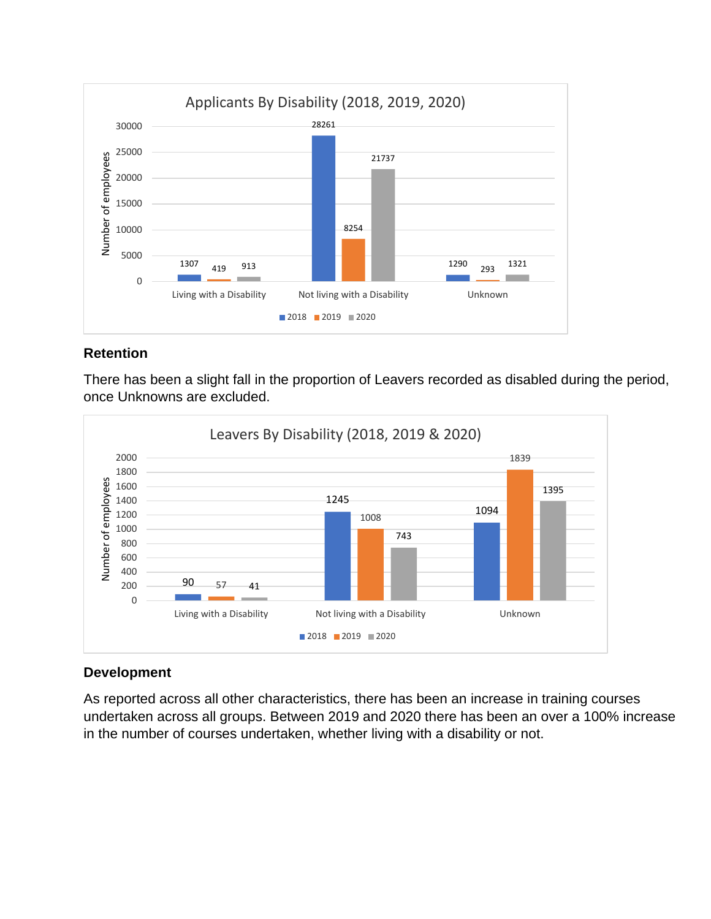**Applicants By Disability (2018, 2019, 2020)**

| | 2018 | 2019 | 2020 |
|---|---|---|---|
| Living with a Disability | 1307 | 419 | 913 |
| Not living with a Disability | 28261 | 8254 | 21737 |
| Unknown | 1290 | 293 | 1321 |

## Retention

There has been a slight fall in the proportion of Leavers recorded as disabled during the period, once Unknowns are excluded.

**Leavers By Disability (2018, 2019 & 2020)**

| | 2018 | 2019 | 2020 |
|---|---|---|---|
| Living with a Disability | 90 | 57 | 41 |
| Not living with a Disability | 1245 | 1008 | 743 |
| Unknown | 1094 | 1839 | 1395 |

## Development

As reported across all other characteristics, there has been an increase in training courses undertaken across all groups. Between 2019 and 2020 there has been an over a 100% increase in the number of courses undertaken, whether living with a disability or not.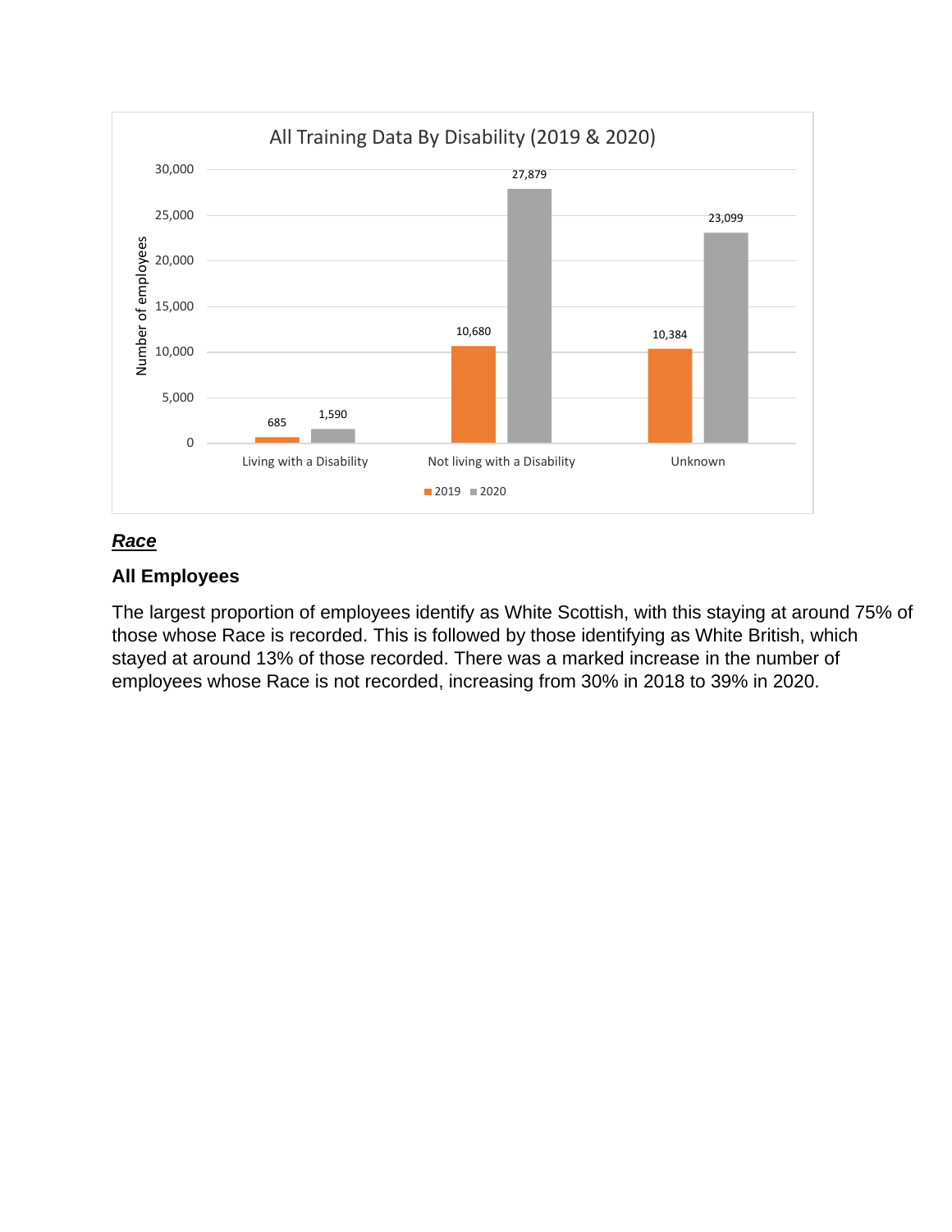All Training Data By Disability (2019 & 2020)

| | 2019 | 2020 |
|---|---|---|
| Living with a Disability | 685 | 1,590 |
| Not living with a Disability | 10,680 | 27,879 |
| Unknown | 10,384 | 23,099 |

## ***Race***

### All Employees

The largest proportion of employees identify as White Scottish, with this staying at around 75% of those whose Race is recorded. This is followed by those identifying as White British, which stayed at around 13% of those recorded. There was a marked increase in the number of employees whose Race is not recorded, increasing from 30% in 2018 to 39% in 2020.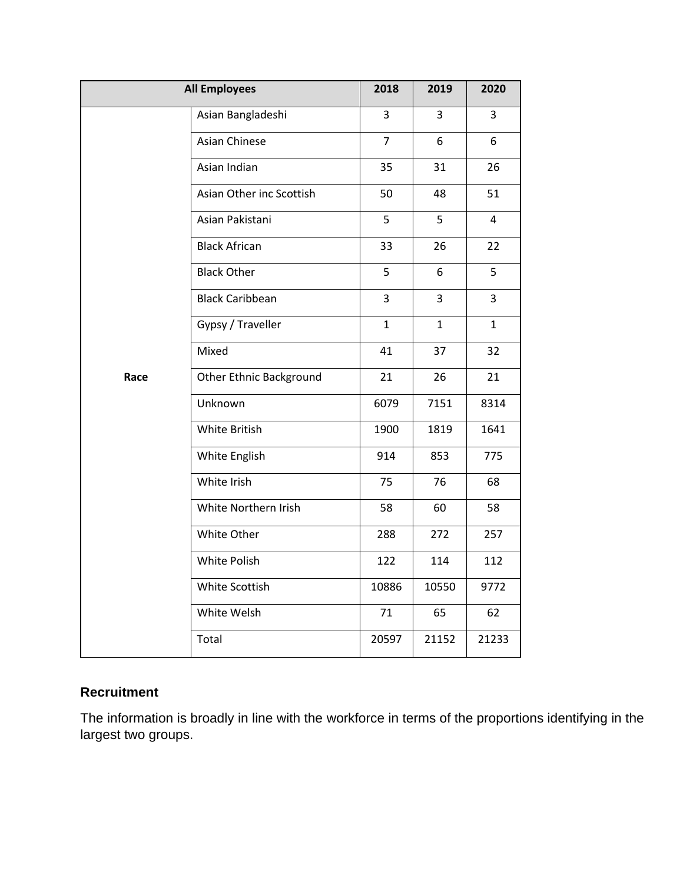| All Employees | | 2018 | 2019 | 2020 |
|---|---|---|---|---|
| Race | Asian Bangladeshi | 3 | 3 | 3 |
| | Asian Chinese | 7 | 6 | 6 |
| | Asian Indian | 35 | 31 | 26 |
| | Asian Other inc Scottish | 50 | 48 | 51 |
| | Asian Pakistani | 5 | 5 | 4 |
| | Black African | 33 | 26 | 22 |
| | Black Other | 5 | 6 | 5 |
| | Black Caribbean | 3 | 3 | 3 |
| | Gypsy / Traveller | 1 | 1 | 1 |
| | Mixed | 41 | 37 | 32 |
| | Other Ethnic Background | 21 | 26 | 21 |
| | Unknown | 6079 | 7151 | 8314 |
| | White British | 1900 | 1819 | 1641 |
| | White English | 914 | 853 | 775 |
| | White Irish | 75 | 76 | 68 |
| | White Northern Irish | 58 | 60 | 58 |
| | White Other | 288 | 272 | 257 |
| | White Polish | 122 | 114 | 112 |
| | White Scottish | 10886 | 10550 | 9772 |
| | White Welsh | 71 | 65 | 62 |
| | Total | 20597 | 21152 | 21233 |

### Recruitment

The information is broadly in line with the workforce in terms of the proportions identifying in the largest two groups.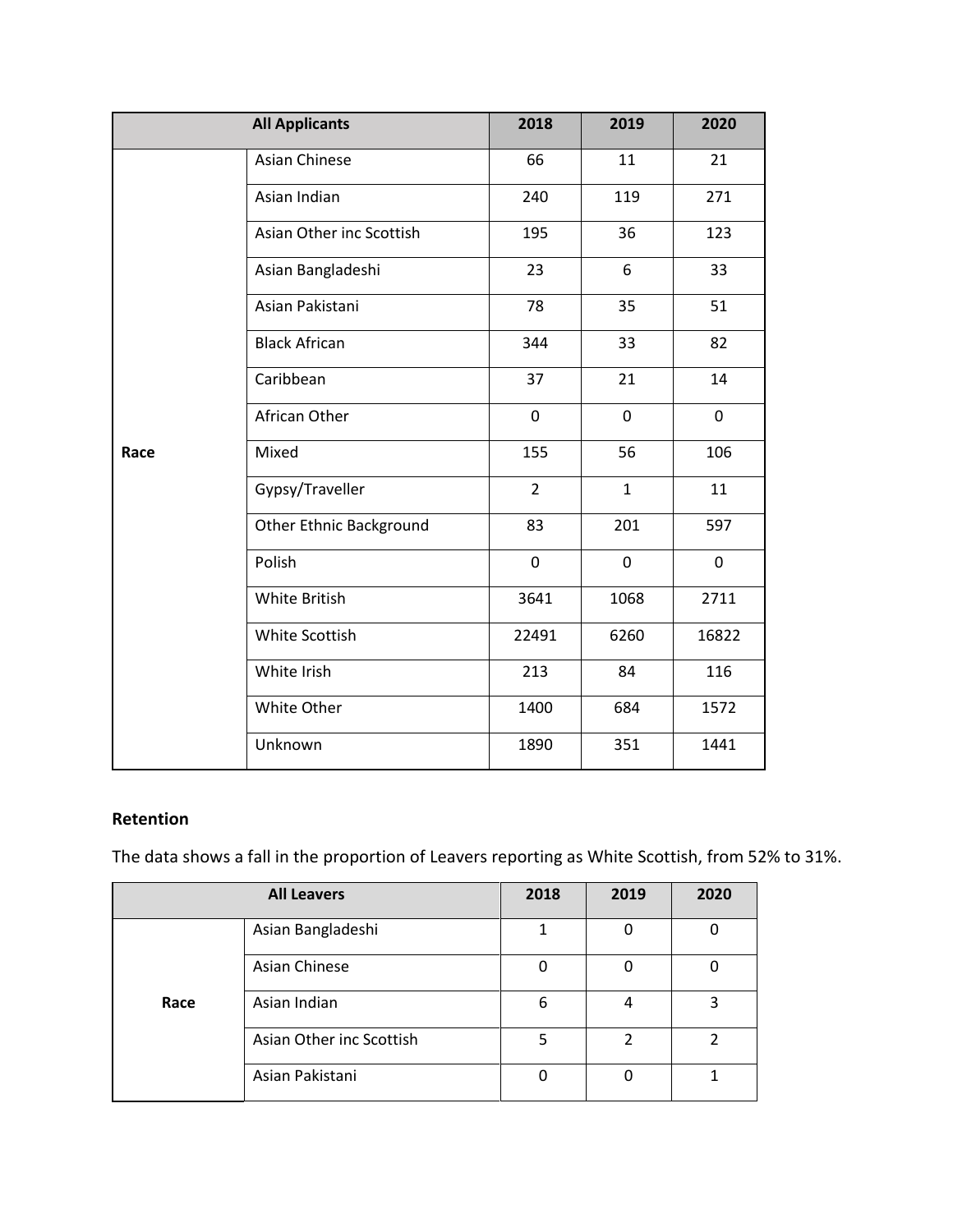| All Applicants | | 2018 | 2019 | 2020 |
|---|---|---|---|---|
| Race | Asian Chinese | 66 | 11 | 21 |
| | Asian Indian | 240 | 119 | 271 |
| | Asian Other inc Scottish | 195 | 36 | 123 |
| | Asian Bangladeshi | 23 | 6 | 33 |
| | Asian Pakistani | 78 | 35 | 51 |
| | Black African | 344 | 33 | 82 |
| | Caribbean | 37 | 21 | 14 |
| | African Other | 0 | 0 | 0 |
| | Mixed | 155 | 56 | 106 |
| | Gypsy/Traveller | 2 | 1 | 11 |
| | Other Ethnic Background | 83 | 201 | 597 |
| | Polish | 0 | 0 | 0 |
| | White British | 3641 | 1068 | 2711 |
| | White Scottish | 22491 | 6260 | 16822 |
| | White Irish | 213 | 84 | 116 |
| | White Other | 1400 | 684 | 1572 |
| | Unknown | 1890 | 351 | 1441 |

**Retention**

The data shows a fall in the proportion of Leavers reporting as White Scottish, from 52% to 31%.

| All Leavers | | 2018 | 2019 | 2020 |
|---|---|---|---|---|
| Race | Asian Bangladeshi | 1 | 0 | 0 |
| | Asian Chinese | 0 | 0 | 0 |
| | Asian Indian | 6 | 4 | 3 |
| | Asian Other inc Scottish | 5 | 2 | 2 |
| | Asian Pakistani | 0 | 0 | 1 |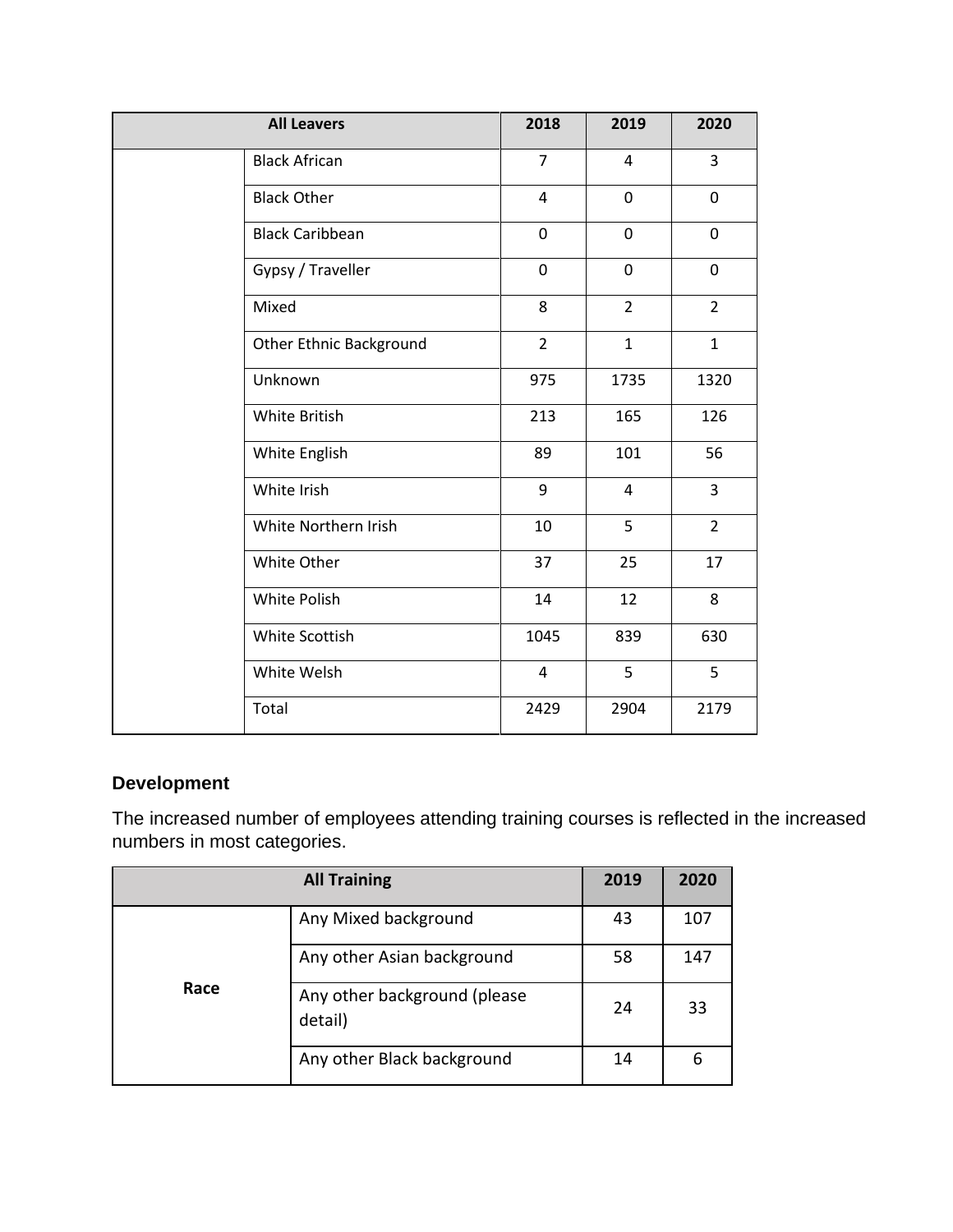| All Leavers | | 2018 | 2019 | 2020 |
|---|---|---|---|---|
| | Black African | 7 | 4 | 3 |
| | Black Other | 4 | 0 | 0 |
| | Black Caribbean | 0 | 0 | 0 |
| | Gypsy / Traveller | 0 | 0 | 0 |
| | Mixed | 8 | 2 | 2 |
| | Other Ethnic Background | 2 | 1 | 1 |
| | Unknown | 975 | 1735 | 1320 |
| | White British | 213 | 165 | 126 |
| | White English | 89 | 101 | 56 |
| | White Irish | 9 | 4 | 3 |
| | White Northern Irish | 10 | 5 | 2 |
| | White Other | 37 | 25 | 17 |
| | White Polish | 14 | 12 | 8 |
| | White Scottish | 1045 | 839 | 630 |
| | White Welsh | 4 | 5 | 5 |
| | Total | 2429 | 2904 | 2179 |

### Development

The increased number of employees attending training courses is reflected in the increased numbers in most categories.

| All Training | | 2019 | 2020 |
|---|---|---|---|
| Race | Any Mixed background | 43 | 107 |
| | Any other Asian background | 58 | 147 |
| | Any other background (please detail) | 24 | 33 |
| | Any other Black background | 14 | 6 |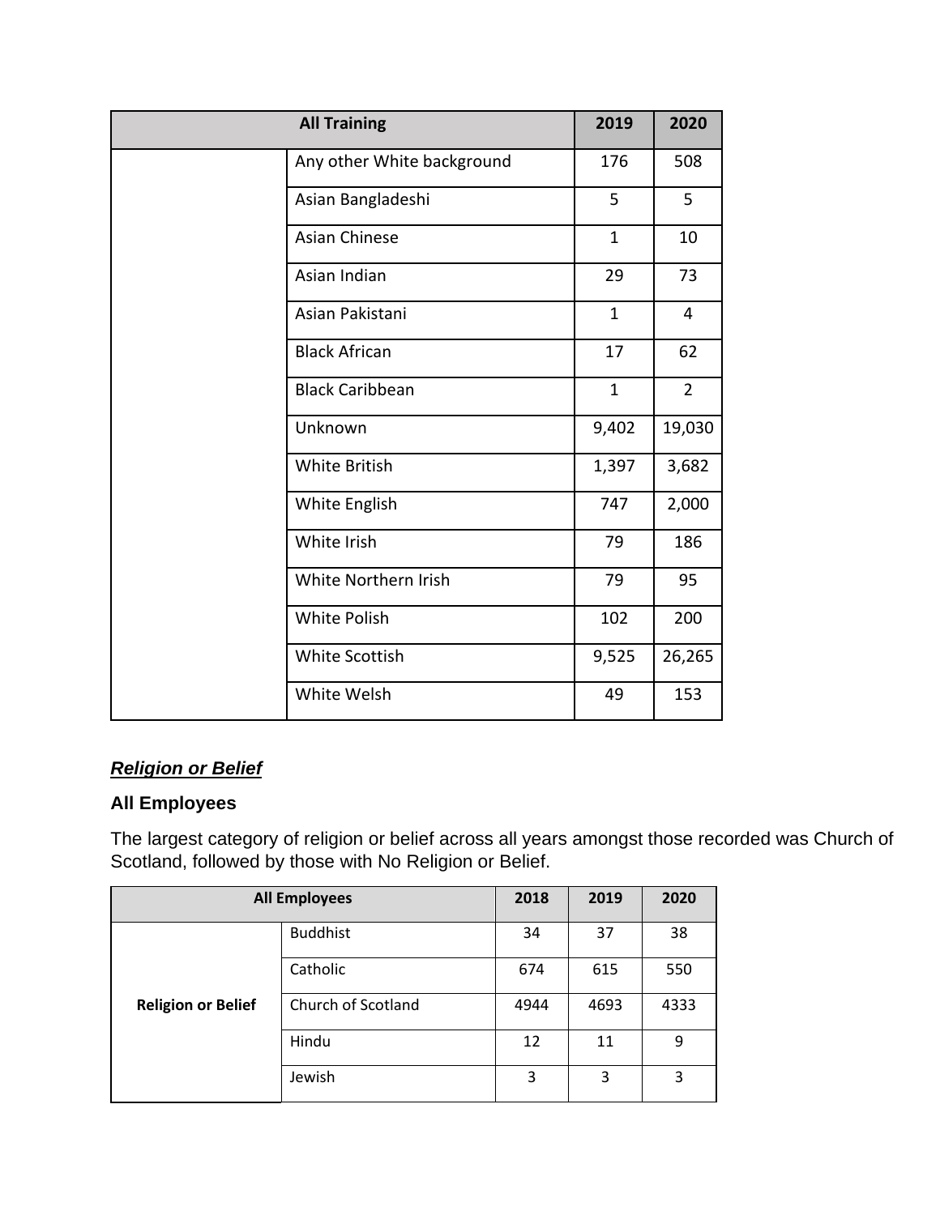| All Training | | 2019 | 2020 |
|---|---|---|---|
| | Any other White background | 176 | 508 |
| | Asian Bangladeshi | 5 | 5 |
| | Asian Chinese | 1 | 10 |
| | Asian Indian | 29 | 73 |
| | Asian Pakistani | 1 | 4 |
| | Black African | 17 | 62 |
| | Black Caribbean | 1 | 2 |
| | Unknown | 9,402 | 19,030 |
| | White British | 1,397 | 3,682 |
| | White English | 747 | 2,000 |
| | White Irish | 79 | 186 |
| | White Northern Irish | 79 | 95 |
| | White Polish | 102 | 200 |
| | White Scottish | 9,525 | 26,265 |
| | White Welsh | 49 | 153 |

### ***Religion or Belief***

### All Employees

The largest category of religion or belief across all years amongst those recorded was Church of Scotland, followed by those with No Religion or Belief.

| All Employees | | 2018 | 2019 | 2020 |
|---|---|---|---|---|
| Religion or Belief | Buddhist | 34 | 37 | 38 |
| | Catholic | 674 | 615 | 550 |
| | Church of Scotland | 4944 | 4693 | 4333 |
| | Hindu | 12 | 11 | 9 |
| | Jewish | 3 | 3 | 3 |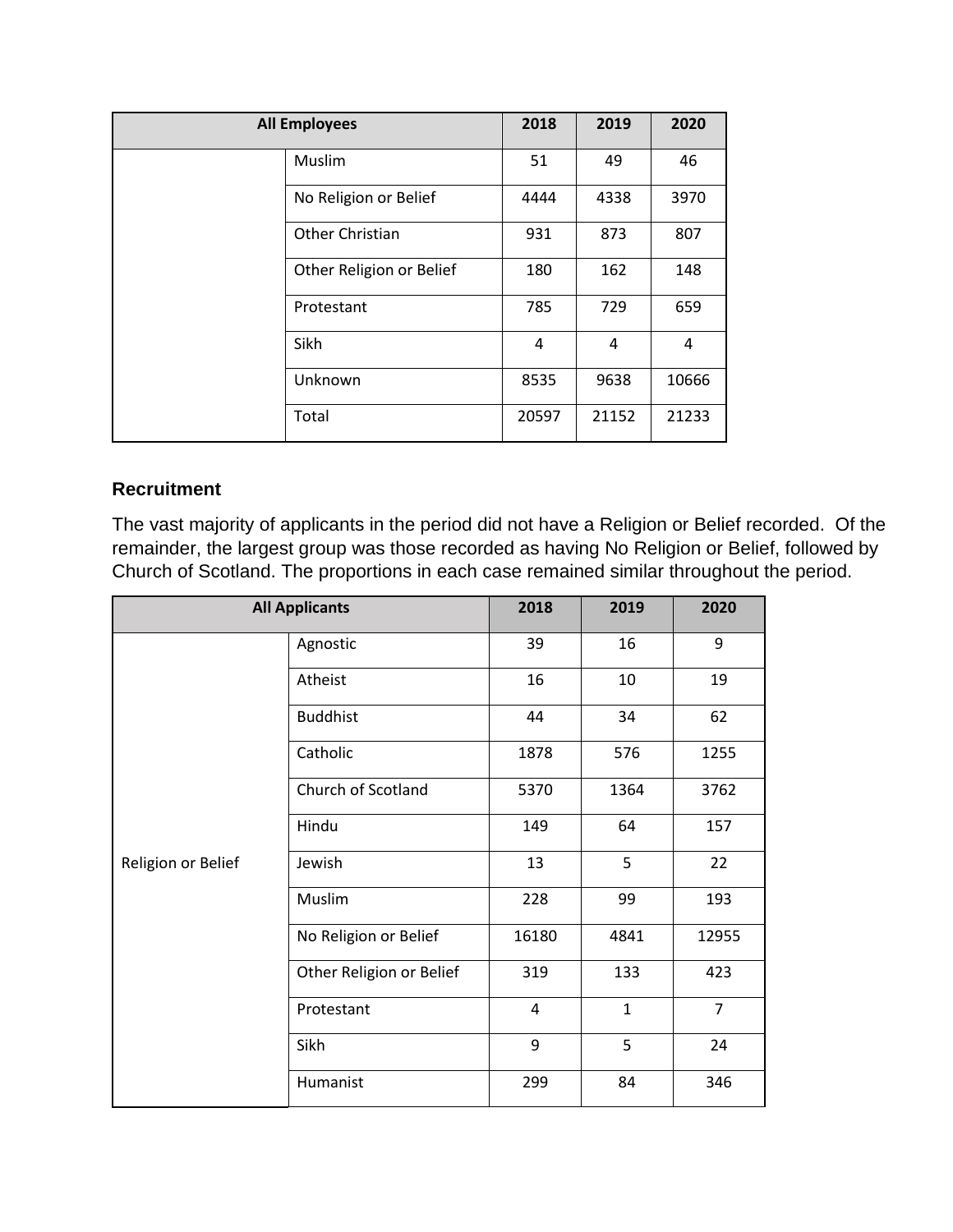| All Employees | | 2018 | 2019 | 2020 |
|---|---|---|---|---|
| | Muslim | 51 | 49 | 46 |
| | No Religion or Belief | 4444 | 4338 | 3970 |
| | Other Christian | 931 | 873 | 807 |
| | Other Religion or Belief | 180 | 162 | 148 |
| | Protestant | 785 | 729 | 659 |
| | Sikh | 4 | 4 | 4 |
| | Unknown | 8535 | 9638 | 10666 |
| | Total | 20597 | 21152 | 21233 |

### Recruitment

The vast majority of applicants in the period did not have a Religion or Belief recorded. Of the remainder, the largest group was those recorded as having No Religion or Belief, followed by Church of Scotland. The proportions in each case remained similar throughout the period.

| All Applicants | | 2018 | 2019 | 2020 |
|---|---|---|---|---|
| Religion or Belief | Agnostic | 39 | 16 | 9 |
| | Atheist | 16 | 10 | 19 |
| | Buddhist | 44 | 34 | 62 |
| | Catholic | 1878 | 576 | 1255 |
| | Church of Scotland | 5370 | 1364 | 3762 |
| | Hindu | 149 | 64 | 157 |
| | Jewish | 13 | 5 | 22 |
| | Muslim | 228 | 99 | 193 |
| | No Religion or Belief | 16180 | 4841 | 12955 |
| | Other Religion or Belief | 319 | 133 | 423 |
| | Protestant | 4 | 1 | 7 |
| | Sikh | 9 | 5 | 24 |
| | Humanist | 299 | 84 | 346 |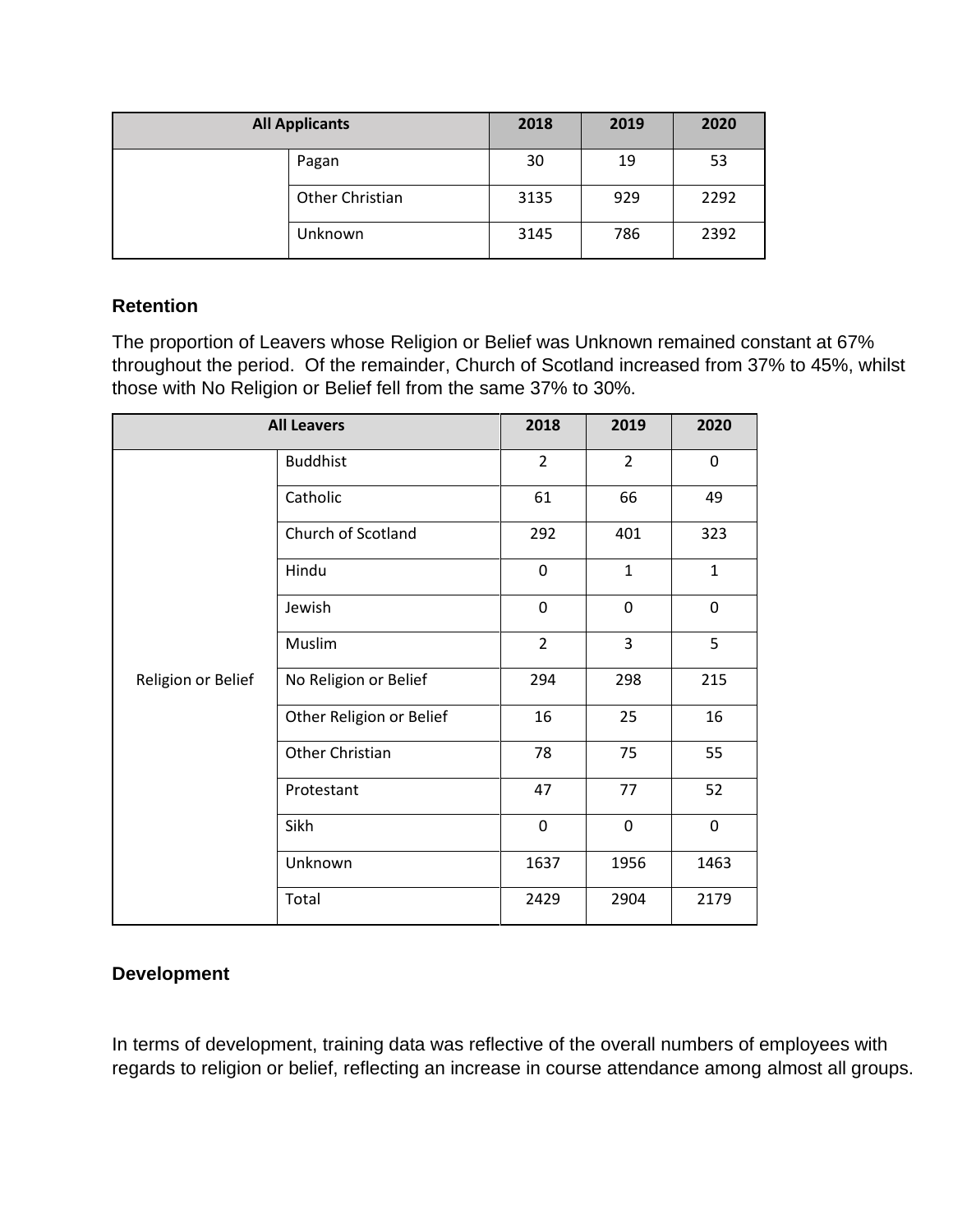| All Applicants | | 2018 | 2019 | 2020 |
|---|---|---|---|---|
| | Pagan | 30 | 19 | 53 |
| | Other Christian | 3135 | 929 | 2292 |
| | Unknown | 3145 | 786 | 2392 |

### Retention

The proportion of Leavers whose Religion or Belief was Unknown remained constant at 67% throughout the period. Of the remainder, Church of Scotland increased from 37% to 45%, whilst those with No Religion or Belief fell from the same 37% to 30%.

| All Leavers | | 2018 | 2019 | 2020 |
|---|---|---|---|---|
| Religion or Belief | Buddhist | 2 | 2 | 0 |
| | Catholic | 61 | 66 | 49 |
| | Church of Scotland | 292 | 401 | 323 |
| | Hindu | 0 | 1 | 1 |
| | Jewish | 0 | 0 | 0 |
| | Muslim | 2 | 3 | 5 |
| | No Religion or Belief | 294 | 298 | 215 |
| | Other Religion or Belief | 16 | 25 | 16 |
| | Other Christian | 78 | 75 | 55 |
| | Protestant | 47 | 77 | 52 |
| | Sikh | 0 | 0 | 0 |
| | Unknown | 1637 | 1956 | 1463 |
| | Total | 2429 | 2904 | 2179 |

### Development

In terms of development, training data was reflective of the overall numbers of employees with regards to religion or belief, reflecting an increase in course attendance among almost all groups.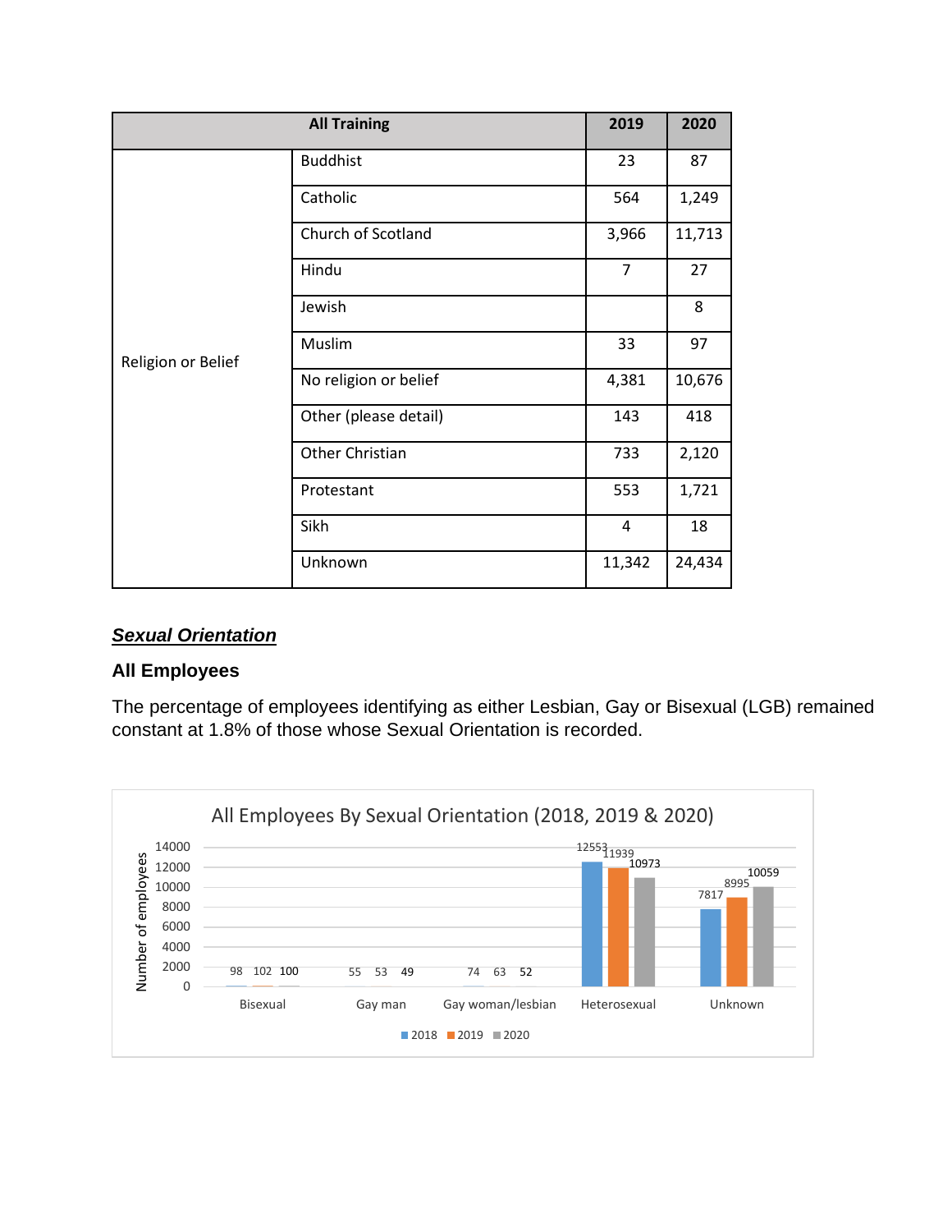| All Training | | 2019 | 2020 |
|---|---|---|---|
| Religion or Belief | Buddhist | 23 | 87 |
| | Catholic | 564 | 1,249 |
| | Church of Scotland | 3,966 | 11,713 |
| | Hindu | 7 | 27 |
| | Jewish | | 8 |
| | Muslim | 33 | 97 |
| | No religion or belief | 4,381 | 10,676 |
| | Other (please detail) | 143 | 418 |
| | Other Christian | 733 | 2,120 |
| | Protestant | 553 | 1,721 |
| | Sikh | 4 | 18 |
| | Unknown | 11,342 | 24,434 |

## ***Sexual Orientation***

### All Employees

The percentage of employees identifying as either Lesbian, Gay or Bisexual (LGB) remained constant at 1.8% of those whose Sexual Orientation is recorded.

All Employees By Sexual Orientation (2018, 2019 & 2020)

| Sexual Orientation | 2018 | 2019 | 2020 |
|---|---|---|---|
| Bisexual | 98 | 102 | 100 |
| Gay man | 55 | 53 | 49 |
| Gay woman/lesbian | 74 | 63 | 52 |
| Heterosexual | 12553 | 11939 | 10973 |
| Unknown | 7817 | 8995 | 10059 |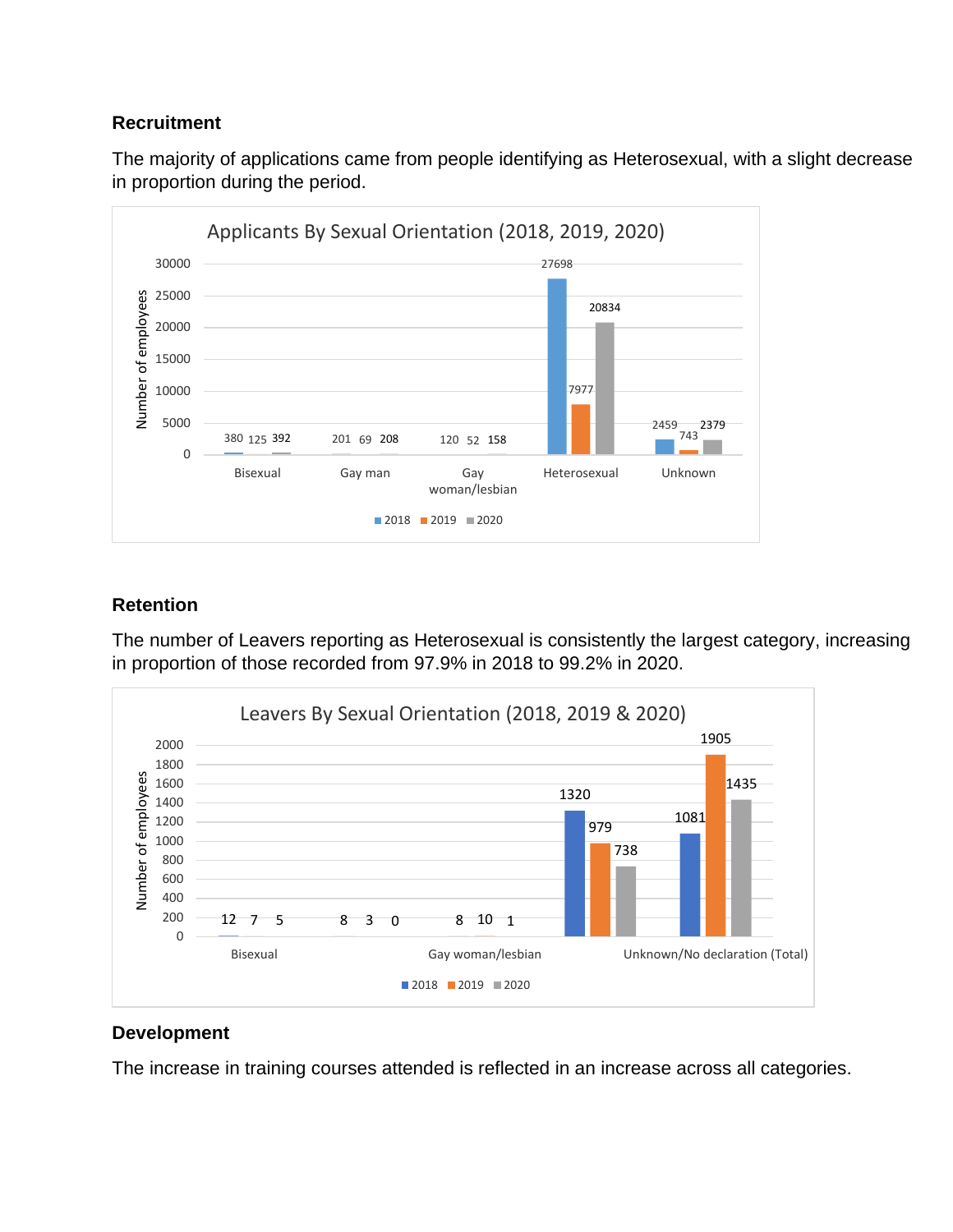## Recruitment

The majority of applications came from people identifying as Heterosexual, with a slight decrease in proportion during the period.

**Applicants By Sexual Orientation (2018, 2019, 2020)**

| | 2018 | 2019 | 2020 |
|---|---|---|---|
| Bisexual | 380 | 125 | 392 |
| Gay man | 201 | 69 | 208 |
| Gay woman/lesbian | 120 | 52 | 158 |
| Heterosexual | 27698 | 7977 | 20834 |
| Unknown | 2459 | 743 | 2379 |

## Retention

The number of Leavers reporting as Heterosexual is consistently the largest category, increasing in proportion of those recorded from 97.9% in 2018 to 99.2% in 2020.

**Leavers By Sexual Orientation (2018, 2019 & 2020)**

| | 2018 | 2019 | 2020 |
|---|---|---|---|
| Bisexual | 12 | 7 | 5 |
| | 8 | 3 | 0 |
| Gay woman/lesbian | 8 | 10 | 1 |
| | 1320 | 979 | 738 |
| Unknown/No declaration (Total) | 1081 | 1905 | 1435 |

## Development

The increase in training courses attended is reflected in an increase across all categories.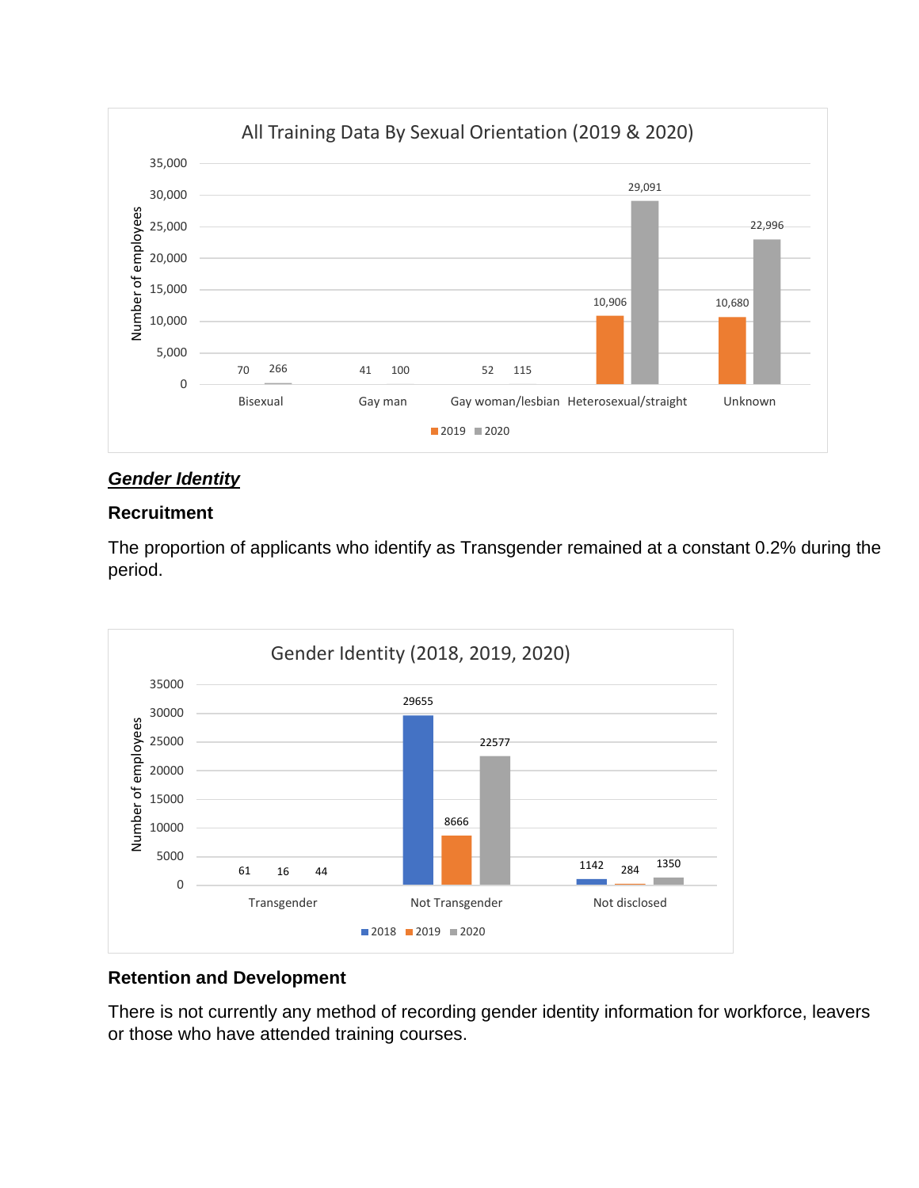**All Training Data By Sexual Orientation (2019 & 2020)**

| Sexual orientation | 2019 | 2020 |
| --- | --- | --- |
| Bisexual | 70 | 266 |
| Gay man | 41 | 100 |
| Gay woman/lesbian | 52 | 115 |
| Heterosexual/straight | 10,906 | 29,091 |
| Unknown | 10,680 | 22,996 |

## ***Gender Identity***

### Recruitment

The proportion of applicants who identify as Transgender remained at a constant 0.2% during the period.

**Gender Identity (2018, 2019, 2020)**

| Gender identity | 2018 | 2019 | 2020 |
| --- | --- | --- | --- |
| Transgender | 61 | 16 | 44 |
| Not Transgender | 29655 | 8666 | 22577 |
| Not disclosed | 1142 | 284 | 1350 |

### Retention and Development

There is not currently any method of recording gender identity information for workforce, leavers or those who have attended training courses.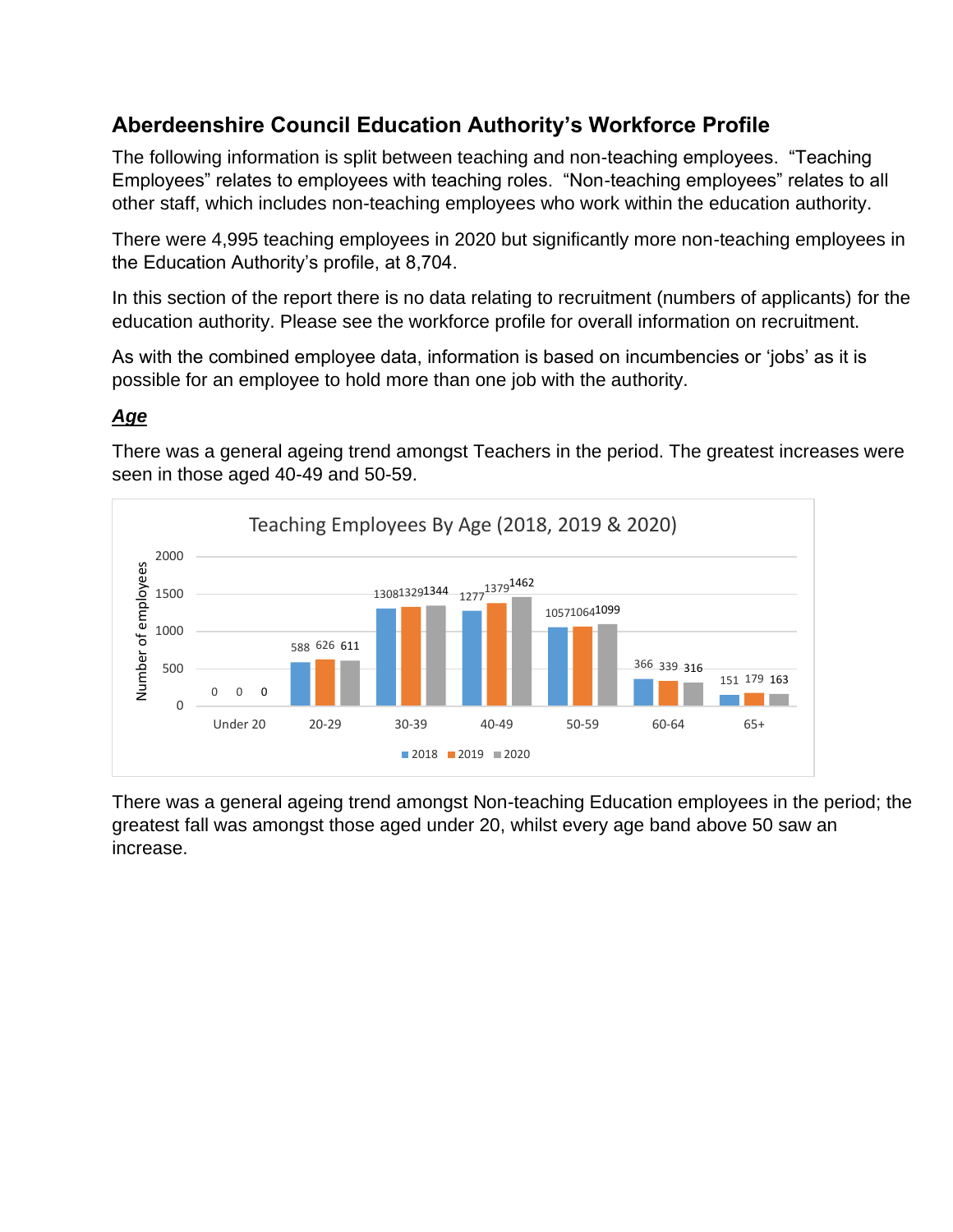## Aberdeenshire Council Education Authority's Workforce Profile

The following information is split between teaching and non-teaching employees. "Teaching Employees" relates to employees with teaching roles. "Non-teaching employees" relates to all other staff, which includes non-teaching employees who work within the education authority.

There were 4,995 teaching employees in 2020 but significantly more non-teaching employees in the Education Authority's profile, at 8,704.

In this section of the report there is no data relating to recruitment (numbers of applicants) for the education authority. Please see the workforce profile for overall information on recruitment.

As with the combined employee data, information is based on incumbencies or 'jobs' as it is possible for an employee to hold more than one job with the authority.

### ***Age***

There was a general ageing trend amongst Teachers in the period. The greatest increases were seen in those aged 40-49 and 50-59.

**Teaching Employees By Age (2018, 2019 & 2020)**

| Age | 2018 | 2019 | 2020 |
|---|---|---|---|
| Under 20 | 0 | 0 | 0 |
| 20-29 | 588 | 626 | 611 |
| 30-39 | 1308 | 1329 | 1344 |
| 40-49 | 1277 | 1379 | 1462 |
| 50-59 | 1057 | 1064 | 1099 |
| 60-64 | 366 | 339 | 316 |
| 65+ | 151 | 179 | 163 |

There was a general ageing trend amongst Non-teaching Education employees in the period; the greatest fall was amongst those aged under 20, whilst every age band above 50 saw an increase.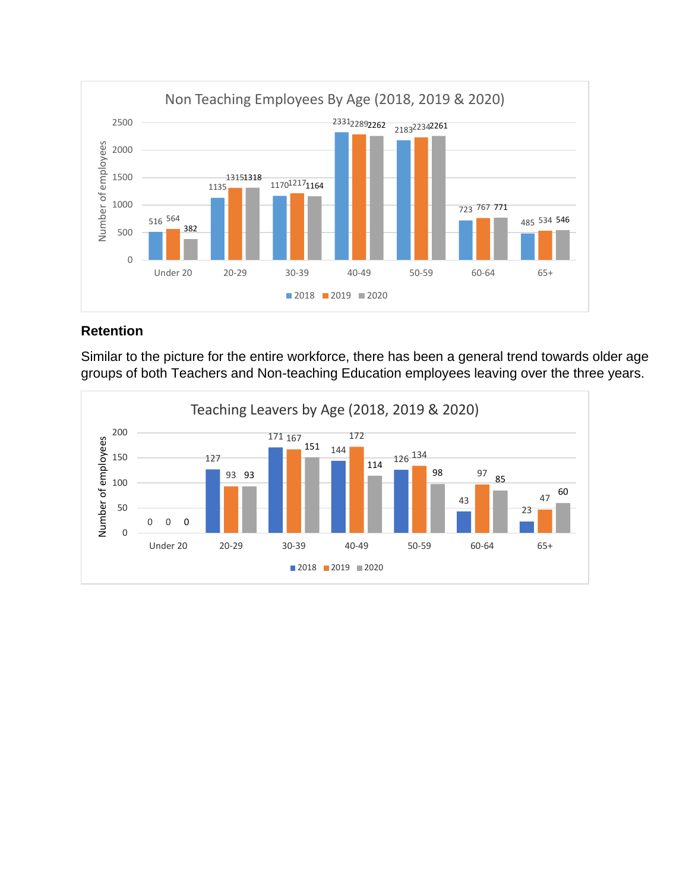**Non Teaching Employees By Age (2018, 2019 & 2020)**

| Age | 2018 | 2019 | 2020 |
|---|---|---|---|
| Under 20 | 516 | 564 | 382 |
| 20-29 | 1135 | 1315 | 1318 |
| 30-39 | 1170 | 1217 | 1164 |
| 40-49 | 2331 | 2289 | 2262 |
| 50-59 | 2183 | 2234 | 2261 |
| 60-64 | 723 | 767 | 771 |
| 65+ | 485 | 534 | 546 |

## Retention

Similar to the picture for the entire workforce, there has been a general trend towards older age groups of both Teachers and Non-teaching Education employees leaving over the three years.

**Teaching Leavers by Age (2018, 2019 & 2020)**

| Age | 2018 | 2019 | 2020 |
|---|---|---|---|
| Under 20 | 0 | 0 | 0 |
| 20-29 | 127 | 93 | 93 |
| 30-39 | 171 | 167 | 151 |
| 40-49 | 144 | 172 | 114 |
| 50-59 | 126 | 134 | 98 |
| 60-64 | 43 | 97 | 85 |
| 65+ | 23 | 47 | 60 |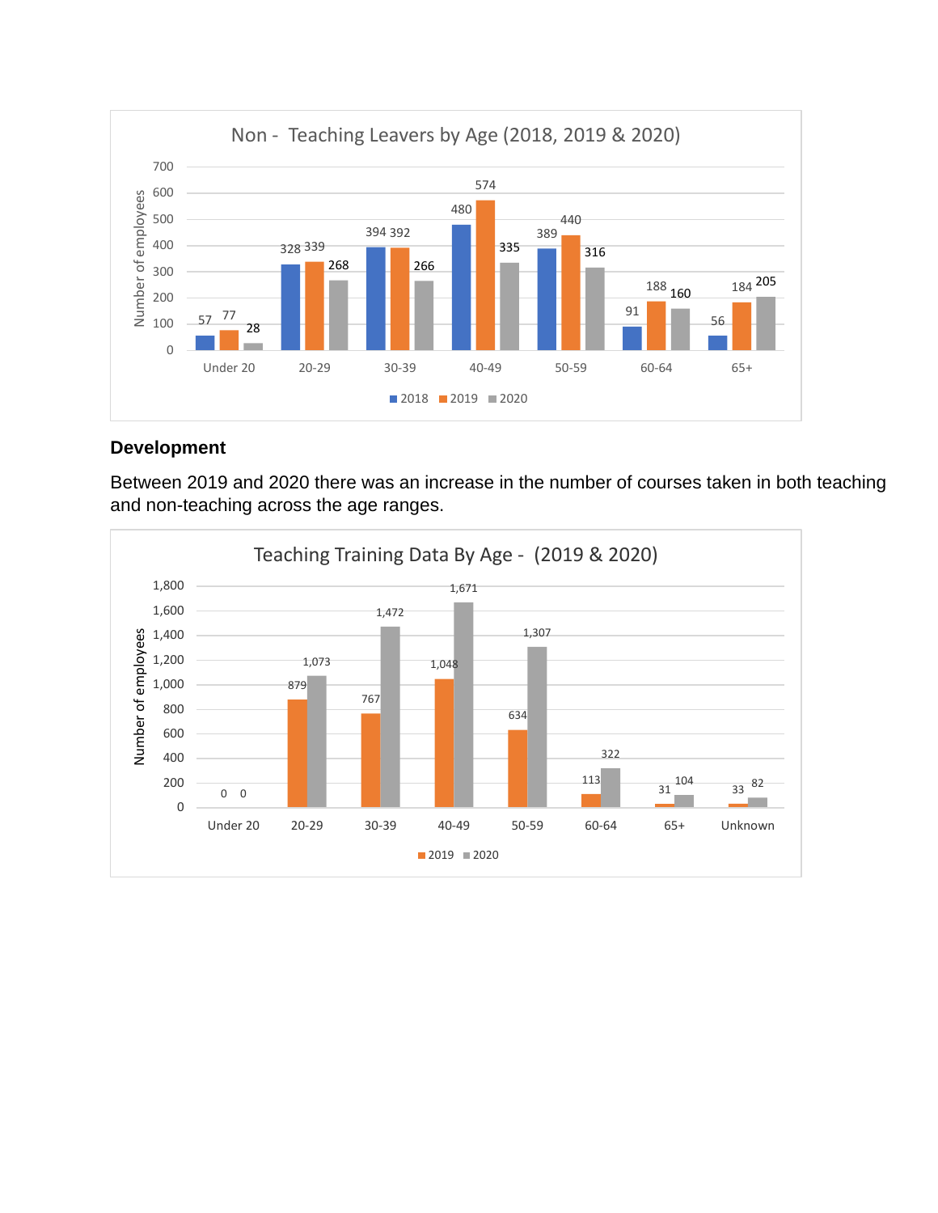**Non - Teaching Leavers by Age (2018, 2019 & 2020)**

| Age | 2018 | 2019 | 2020 |
|---|---|---|---|
| Under 20 | 57 | 77 | 28 |
| 20-29 | 328 | 339 | 268 |
| 30-39 | 394 | 392 | 266 |
| 40-49 | 480 | 574 | 335 |
| 50-59 | 389 | 440 | 316 |
| 60-64 | 91 | 188 | 160 |
| 65+ | 56 | 184 | 205 |

## Development

Between 2019 and 2020 there was an increase in the number of courses taken in both teaching and non-teaching across the age ranges.

**Teaching Training Data By Age - (2019 & 2020)**

| Age | 2019 | 2020 |
|---|---|---|
| Under 20 | 0 | 0 |
| 20-29 | 879 | 1,073 |
| 30-39 | 767 | 1,472 |
| 40-49 | 1,048 | 1,671 |
| 50-59 | 634 | 1,307 |
| 60-64 | 113 | 322 |
| 65+ | 31 | 104 |
| Unknown | 33 | 82 |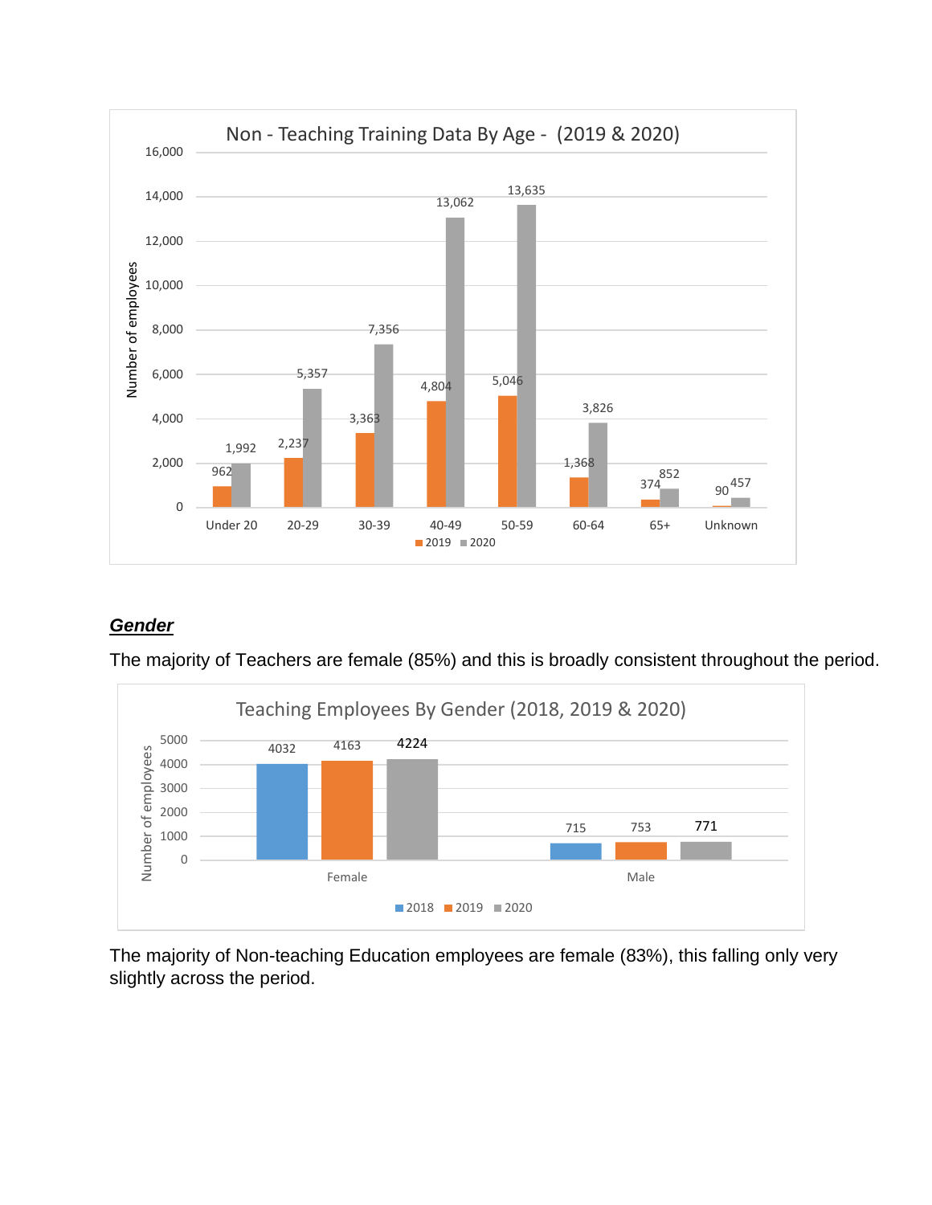**Non - Teaching Training Data By Age - (2019 & 2020)**

| Age | 2019 | 2020 |
|---|---|---|
| Under 20 | 962 | 1,992 |
| 20-29 | 2,237 | 5,357 |
| 30-39 | 3,363 | 7,356 |
| 40-49 | 4,804 | 13,062 |
| 50-59 | 5,046 | 13,635 |
| 60-64 | 1,368 | 3,826 |
| 65+ | 374 | 852 |
| Unknown | 90 | 457 |

## ***Gender***

The majority of Teachers are female (85%) and this is broadly consistent throughout the period.

**Teaching Employees By Gender (2018, 2019 & 2020)**

| Gender | 2018 | 2019 | 2020 |
|---|---|---|---|
| Female | 4032 | 4163 | 4224 |
| Male | 715 | 753 | 771 |

The majority of Non-teaching Education employees are female (83%), this falling only very slightly across the period.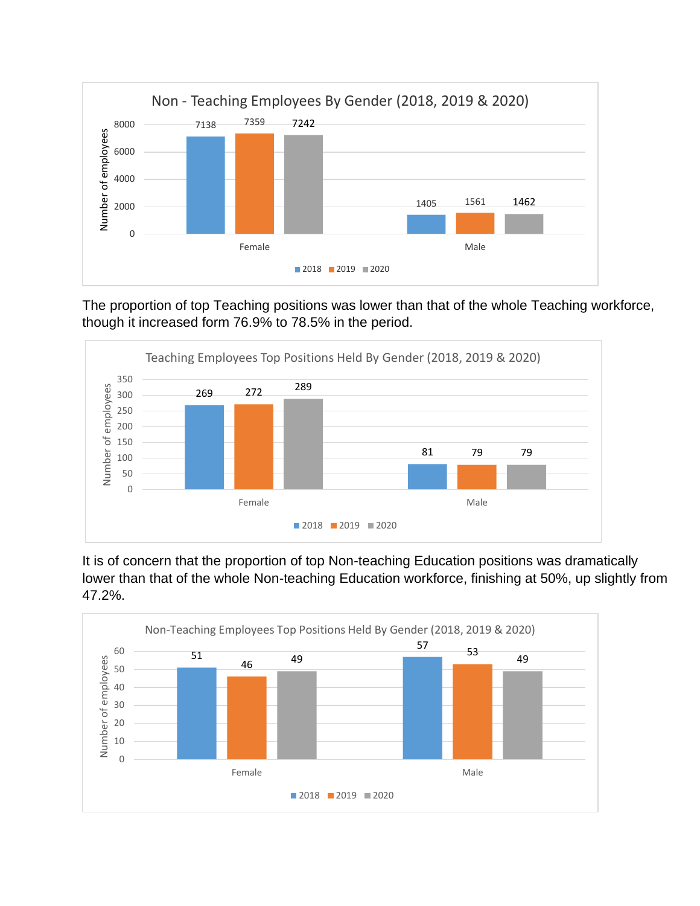Non - Teaching Employees By Gender (2018, 2019 & 2020)

| | 2018 | 2019 | 2020 |
|---|---|---|---|
| Female | 7138 | 7359 | 7242 |
| Male | 1405 | 1561 | 1462 |

The proportion of top Teaching positions was lower than that of the whole Teaching workforce, though it increased form 76.9% to 78.5% in the period.

Teaching Employees Top Positions Held By Gender (2018, 2019 & 2020)

| | 2018 | 2019 | 2020 |
|---|---|---|---|
| Female | 269 | 272 | 289 |
| Male | 81 | 79 | 79 |

It is of concern that the proportion of top Non-teaching Education positions was dramatically lower than that of the whole Non-teaching Education workforce, finishing at 50%, up slightly from 47.2%.

Non-Teaching Employees Top Positions Held By Gender (2018, 2019 & 2020)

| | 2018 | 2019 | 2020 |
|---|---|---|---|
| Female | 51 | 46 | 49 |
| Male | 57 | 53 | 49 |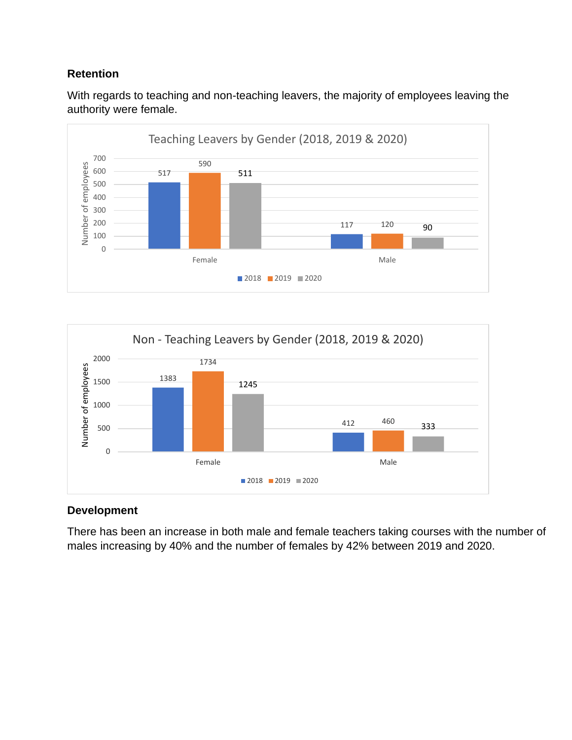## Retention

With regards to teaching and non-teaching leavers, the majority of employees leaving the authority were female.

**Teaching Leavers by Gender (2018, 2019 & 2020)**

| Number of employees | 2018 | 2019 | 2020 |
|---|---|---|---|
| Female | 517 | 590 | 511 |
| Male | 117 | 120 | 90 |

**Non - Teaching Leavers by Gender (2018, 2019 & 2020)**

| Number of employees | 2018 | 2019 | 2020 |
|---|---|---|---|
| Female | 1383 | 1734 | 1245 |
| Male | 412 | 460 | 333 |

## Development

There has been an increase in both male and female teachers taking courses with the number of males increasing by 40% and the number of females by 42% between 2019 and 2020.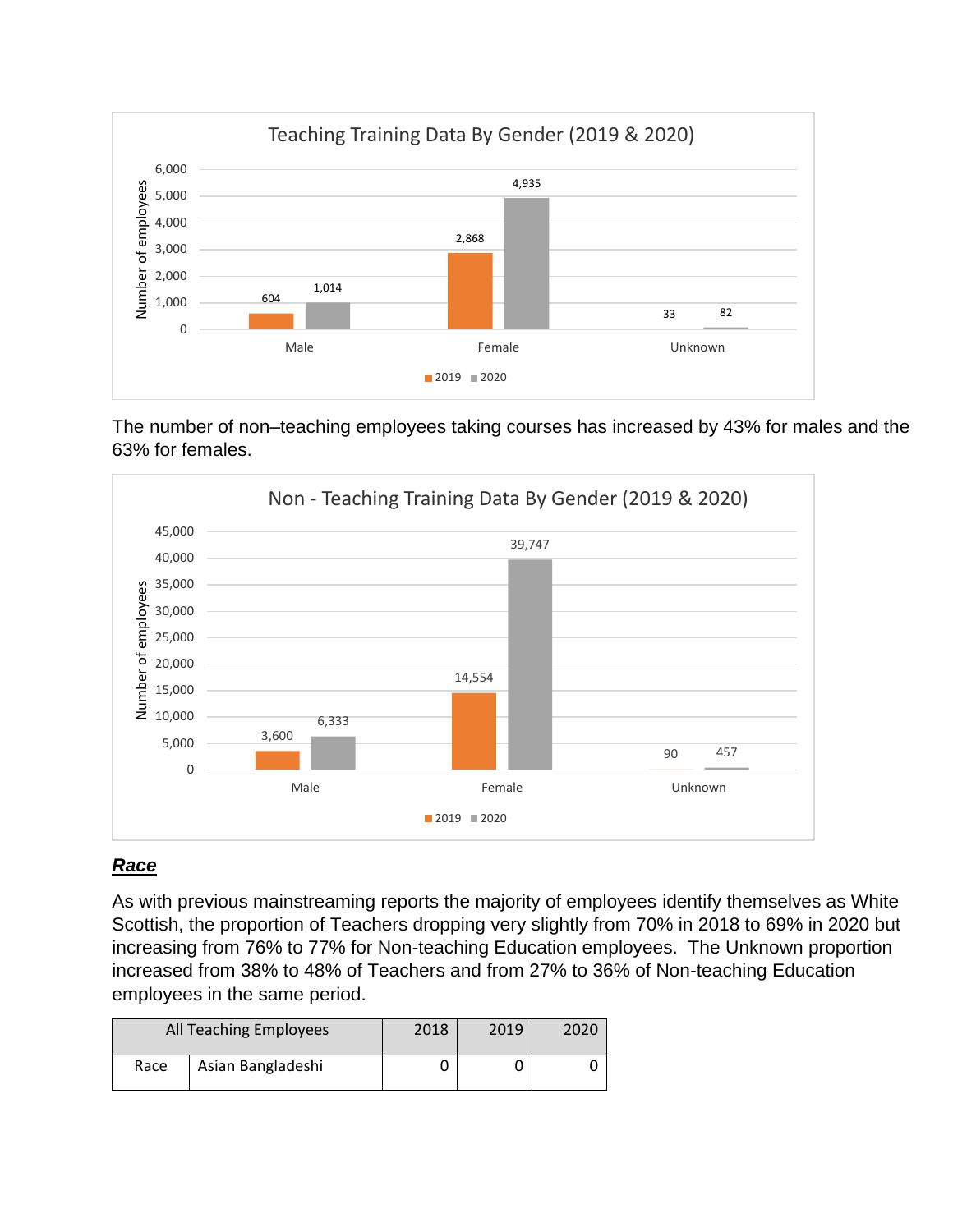**Teaching Training Data By Gender (2019 & 2020)**

| | 2019 | 2020 |
|---|---|---|
| Male | 604 | 1,014 |
| Female | 2,868 | 4,935 |
| Unknown | 33 | 82 |

The number of non–teaching employees taking courses has increased by 43% for males and the 63% for females.

**Non - Teaching Training Data By Gender (2019 & 2020)**

| | 2019 | 2020 |
|---|---|---|
| Male | 3,600 | 6,333 |
| Female | 14,554 | 39,747 |
| Unknown | 90 | 457 |

## *Race*

As with previous mainstreaming reports the majority of employees identify themselves as White Scottish, the proportion of Teachers dropping very slightly from 70% in 2018 to 69% in 2020 but increasing from 76% to 77% for Non-teaching Education employees. The Unknown proportion increased from 38% to 48% of Teachers and from 27% to 36% of Non-teaching Education employees in the same period.

| All Teaching Employees | | 2018 | 2019 | 2020 |
|---|---|---|---|---|
| Race | Asian Bangladeshi | 0 | 0 | 0 |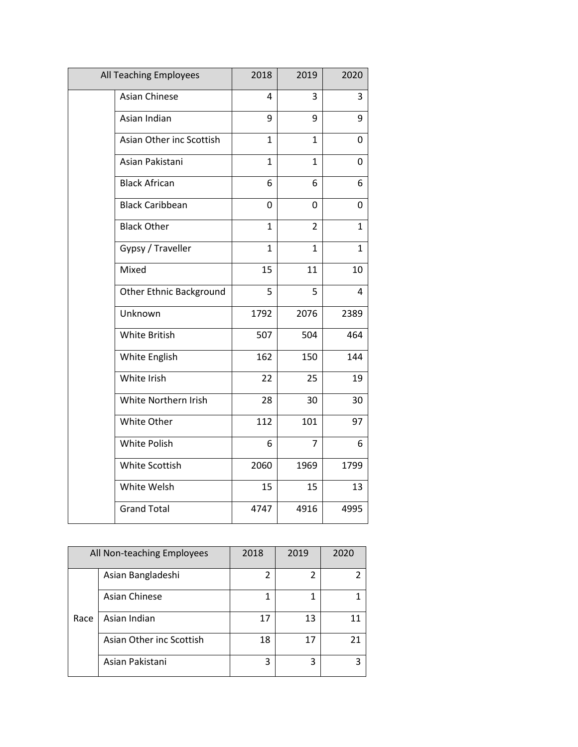| All Teaching Employees | | 2018 | 2019 | 2020 |
|---|---|---|---|---|
| | Asian Chinese | 4 | 3 | 3 |
| | Asian Indian | 9 | 9 | 9 |
| | Asian Other inc Scottish | 1 | 1 | 0 |
| | Asian Pakistani | 1 | 1 | 0 |
| | Black African | 6 | 6 | 6 |
| | Black Caribbean | 0 | 0 | 0 |
| | Black Other | 1 | 2 | 1 |
| | Gypsy / Traveller | 1 | 1 | 1 |
| | Mixed | 15 | 11 | 10 |
| | Other Ethnic Background | 5 | 5 | 4 |
| | Unknown | 1792 | 2076 | 2389 |
| | White British | 507 | 504 | 464 |
| | White English | 162 | 150 | 144 |
| | White Irish | 22 | 25 | 19 |
| | White Northern Irish | 28 | 30 | 30 |
| | White Other | 112 | 101 | 97 |
| | White Polish | 6 | 7 | 6 |
| | White Scottish | 2060 | 1969 | 1799 |
| | White Welsh | 15 | 15 | 13 |
| | Grand Total | 4747 | 4916 | 4995 |

| All Non-teaching Employees | | 2018 | 2019 | 2020 |
|---|---|---|---|---|
| Race | Asian Bangladeshi | 2 | 2 | 2 |
| | Asian Chinese | 1 | 1 | 1 |
| | Asian Indian | 17 | 13 | 11 |
| | Asian Other inc Scottish | 18 | 17 | 21 |
| | Asian Pakistani | 3 | 3 | 3 |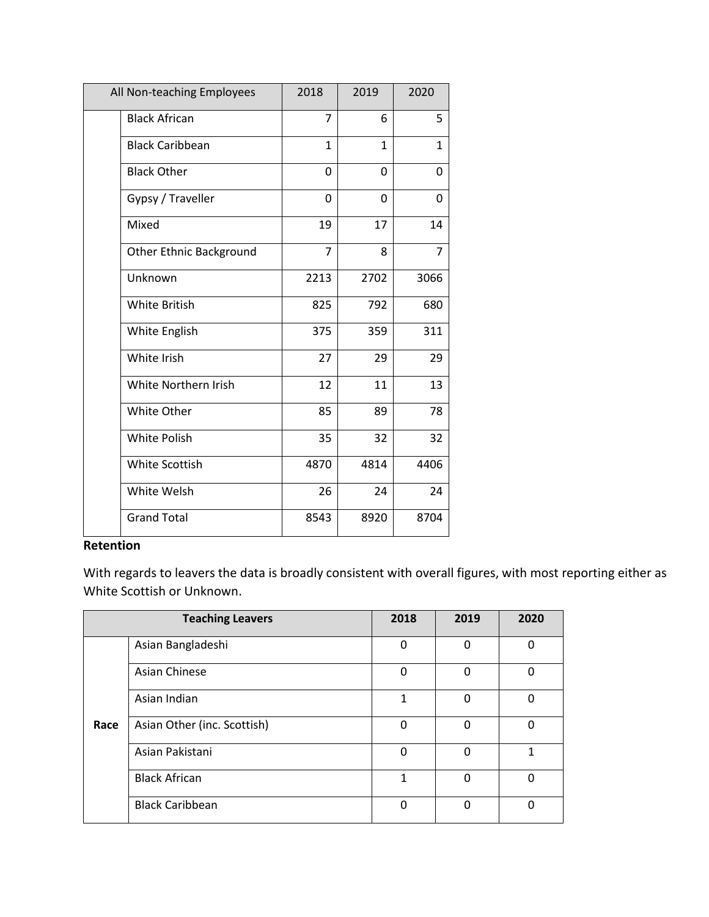| All Non-teaching Employees | | 2018 | 2019 | 2020 |
| --- | --- | --- | --- | --- |
| | Black African | 7 | 6 | 5 |
| | Black Caribbean | 1 | 1 | 1 |
| | Black Other | 0 | 0 | 0 |
| | Gypsy / Traveller | 0 | 0 | 0 |
| | Mixed | 19 | 17 | 14 |
| | Other Ethnic Background | 7 | 8 | 7 |
| | Unknown | 2213 | 2702 | 3066 |
| | White British | 825 | 792 | 680 |
| | White English | 375 | 359 | 311 |
| | White Irish | 27 | 29 | 29 |
| | White Northern Irish | 12 | 11 | 13 |
| | White Other | 85 | 89 | 78 |
| | White Polish | 35 | 32 | 32 |
| | White Scottish | 4870 | 4814 | 4406 |
| | White Welsh | 26 | 24 | 24 |
| | Grand Total | 8543 | 8920 | 8704 |

**Retention**

With regards to leavers the data is broadly consistent with overall figures, with most reporting either as White Scottish or Unknown.

| **Teaching Leavers** | | **2018** | **2019** | **2020** |
| --- | --- | --- | --- | --- |
| **Race** | Asian Bangladeshi | 0 | 0 | 0 |
| | Asian Chinese | 0 | 0 | 0 |
| | Asian Indian | 1 | 0 | 0 |
| | Asian Other (inc. Scottish) | 0 | 0 | 0 |
| | Asian Pakistani | 0 | 0 | 1 |
| | Black African | 1 | 0 | 0 |
| | Black Caribbean | 0 | 0 | 0 |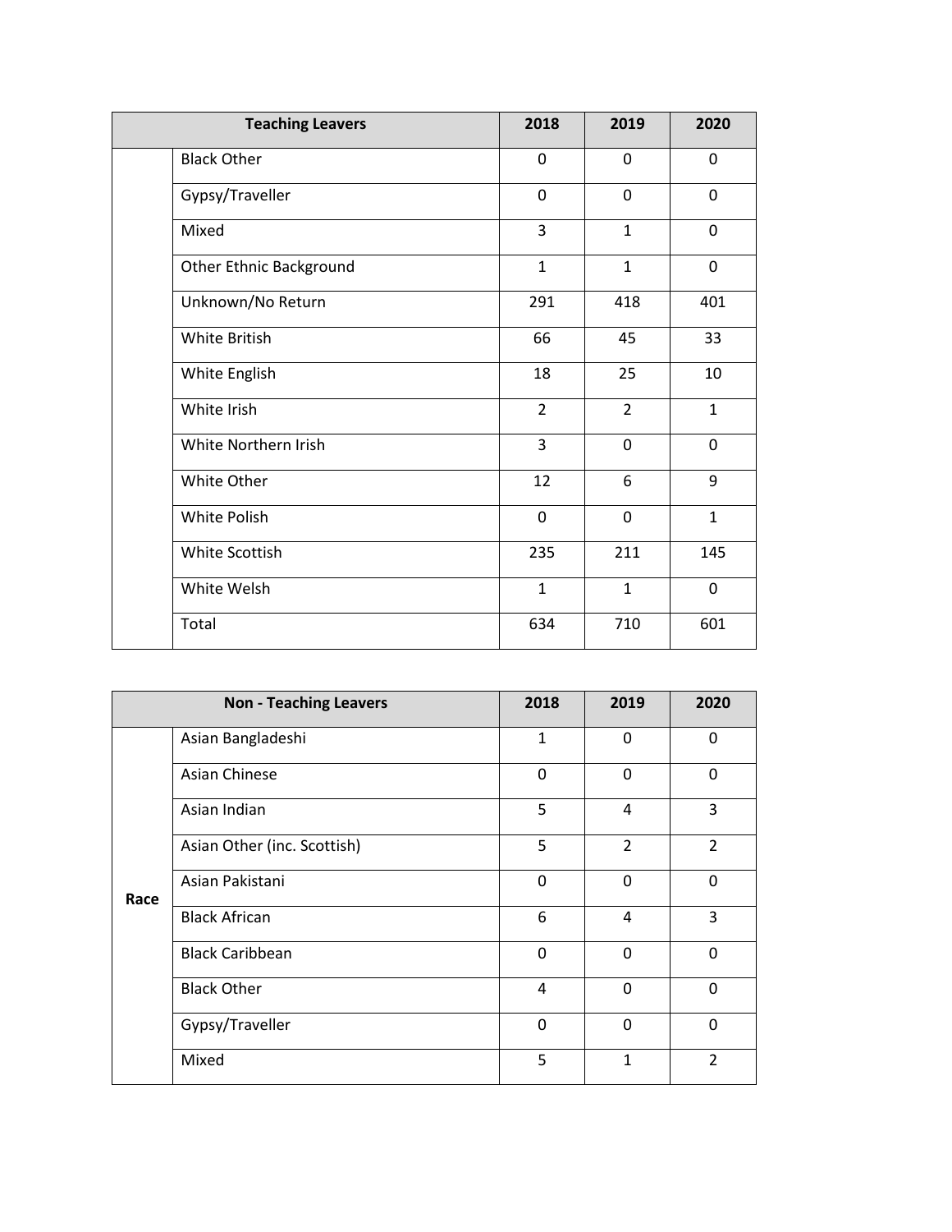| Teaching Leavers | | 2018 | 2019 | 2020 |
|---|---|---|---|---|
| | Black Other | 0 | 0 | 0 |
| | Gypsy/Traveller | 0 | 0 | 0 |
| | Mixed | 3 | 1 | 0 |
| | Other Ethnic Background | 1 | 1 | 0 |
| | Unknown/No Return | 291 | 418 | 401 |
| | White British | 66 | 45 | 33 |
| | White English | 18 | 25 | 10 |
| | White Irish | 2 | 2 | 1 |
| | White Northern Irish | 3 | 0 | 0 |
| | White Other | 12 | 6 | 9 |
| | White Polish | 0 | 0 | 1 |
| | White Scottish | 235 | 211 | 145 |
| | White Welsh | 1 | 1 | 0 |
| | Total | 634 | 710 | 601 |

| Non - Teaching Leavers | | 2018 | 2019 | 2020 |
|---|---|---|---|---|
| **Race** | Asian Bangladeshi | 1 | 0 | 0 |
| | Asian Chinese | 0 | 0 | 0 |
| | Asian Indian | 5 | 4 | 3 |
| | Asian Other (inc. Scottish) | 5 | 2 | 2 |
| | Asian Pakistani | 0 | 0 | 0 |
| | Black African | 6 | 4 | 3 |
| | Black Caribbean | 0 | 0 | 0 |
| | Black Other | 4 | 0 | 0 |
| | Gypsy/Traveller | 0 | 0 | 0 |
| | Mixed | 5 | 1 | 2 |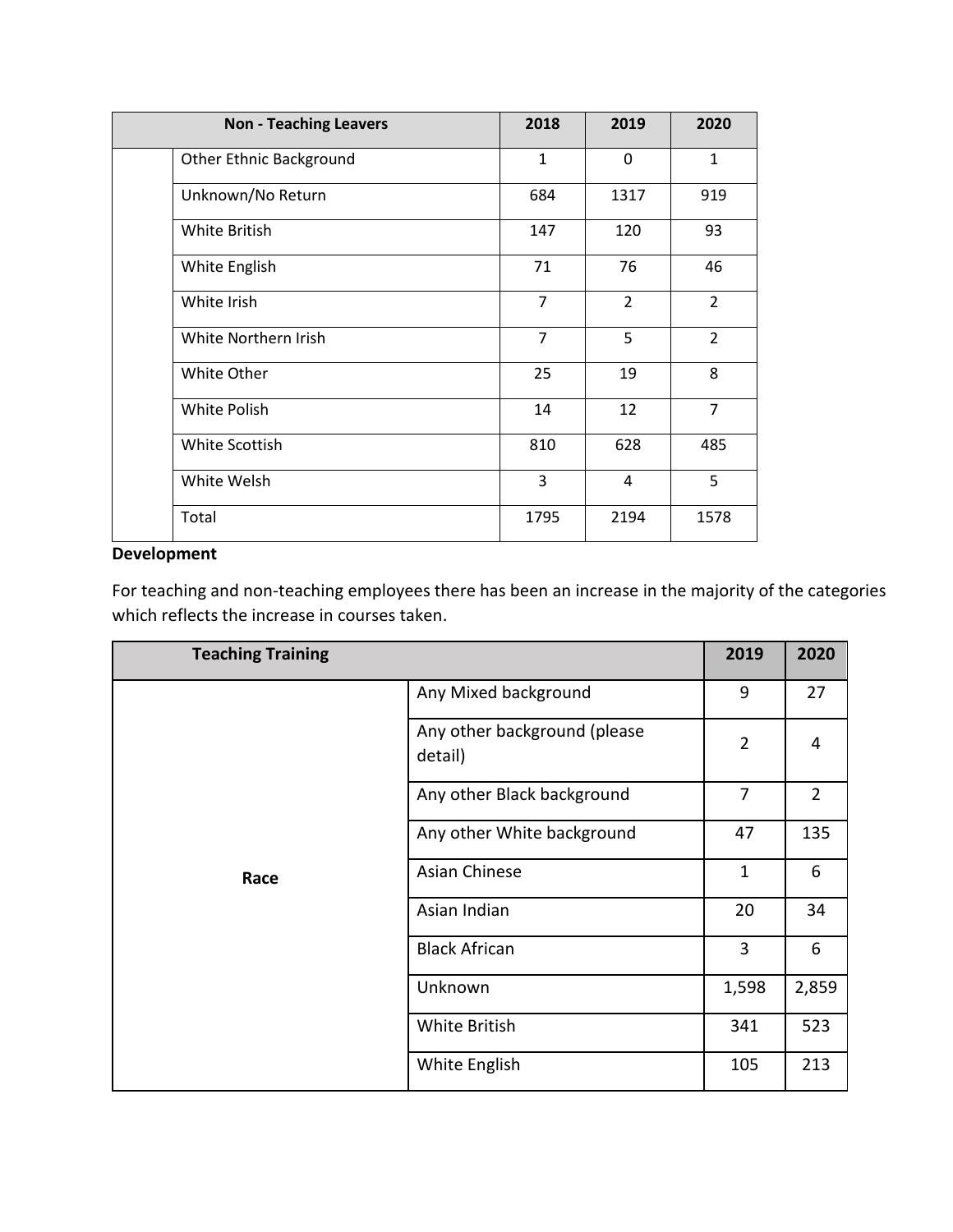| Non - Teaching Leavers | | 2018 | 2019 | 2020 |
|---|---|---|---|---|
| | Other Ethnic Background | 1 | 0 | 1 |
| | Unknown/No Return | 684 | 1317 | 919 |
| | White British | 147 | 120 | 93 |
| | White English | 71 | 76 | 46 |
| | White Irish | 7 | 2 | 2 |
| | White Northern Irish | 7 | 5 | 2 |
| | White Other | 25 | 19 | 8 |
| | White Polish | 14 | 12 | 7 |
| | White Scottish | 810 | 628 | 485 |
| | White Welsh | 3 | 4 | 5 |
| | Total | 1795 | 2194 | 1578 |

**Development**

For teaching and non-teaching employees there has been an increase in the majority of the categories which reflects the increase in courses taken.

| Teaching Training | | 2019 | 2020 |
|---|---|---|---|
| Race | Any Mixed background | 9 | 27 |
| | Any other background (please detail) | 2 | 4 |
| | Any other Black background | 7 | 2 |
| | Any other White background | 47 | 135 |
| | Asian Chinese | 1 | 6 |
| | Asian Indian | 20 | 34 |
| | Black African | 3 | 6 |
| | Unknown | 1,598 | 2,859 |
| | White British | 341 | 523 |
| | White English | 105 | 213 |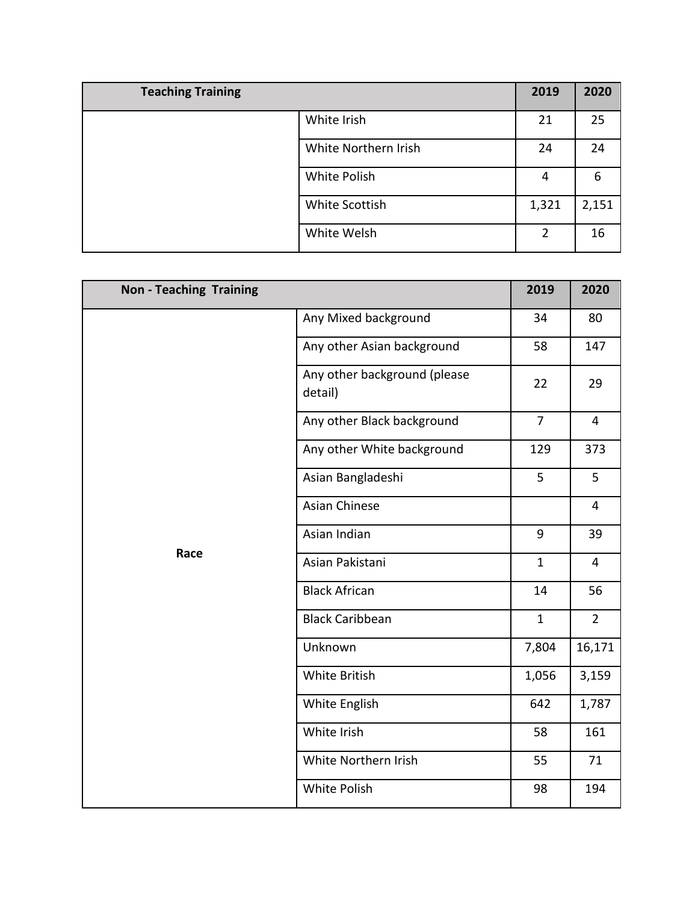| Teaching Training | | 2019 | 2020 |
| --- | --- | --- | --- |
| | White Irish | 21 | 25 |
| | White Northern Irish | 24 | 24 |
| | White Polish | 4 | 6 |
| | White Scottish | 1,321 | 2,151 |
| | White Welsh | 2 | 16 |

| Non - Teaching Training | | 2019 | 2020 |
| --- | --- | --- | --- |
| Race | Any Mixed background | 34 | 80 |
| | Any other Asian background | 58 | 147 |
| | Any other background (please detail) | 22 | 29 |
| | Any other Black background | 7 | 4 |
| | Any other White background | 129 | 373 |
| | Asian Bangladeshi | 5 | 5 |
| | Asian Chinese | | 4 |
| | Asian Indian | 9 | 39 |
| | Asian Pakistani | 1 | 4 |
| | Black African | 14 | 56 |
| | Black Caribbean | 1 | 2 |
| | Unknown | 7,804 | 16,171 |
| | White British | 1,056 | 3,159 |
| | White English | 642 | 1,787 |
| | White Irish | 58 | 161 |
| | White Northern Irish | 55 | 71 |
| | White Polish | 98 | 194 |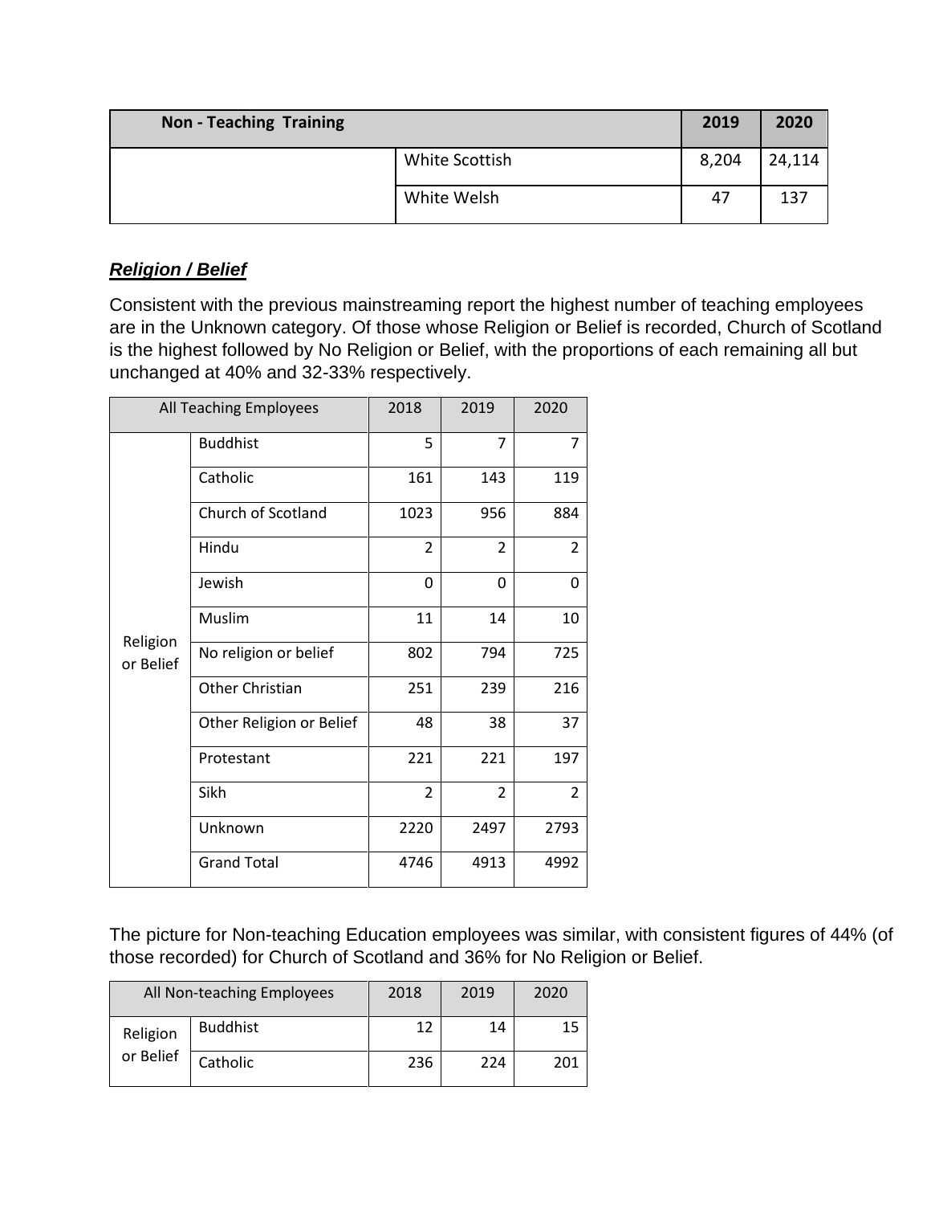| Non - Teaching Training | | 2019 | 2020 |
|---|---|---|---|
| | White Scottish | 8,204 | 24,114 |
| | White Welsh | 47 | 137 |

***Religion / Belief***

Consistent with the previous mainstreaming report the highest number of teaching employees are in the Unknown category. Of those whose Religion or Belief is recorded, Church of Scotland is the highest followed by No Religion or Belief, with the proportions of each remaining all but unchanged at 40% and 32-33% respectively.

| All Teaching Employees | | 2018 | 2019 | 2020 |
|---|---|---|---|---|
| Religion or Belief | Buddhist | 5 | 7 | 7 |
| | Catholic | 161 | 143 | 119 |
| | Church of Scotland | 1023 | 956 | 884 |
| | Hindu | 2 | 2 | 2 |
| | Jewish | 0 | 0 | 0 |
| | Muslim | 11 | 14 | 10 |
| | No religion or belief | 802 | 794 | 725 |
| | Other Christian | 251 | 239 | 216 |
| | Other Religion or Belief | 48 | 38 | 37 |
| | Protestant | 221 | 221 | 197 |
| | Sikh | 2 | 2 | 2 |
| | Unknown | 2220 | 2497 | 2793 |
| | Grand Total | 4746 | 4913 | 4992 |

The picture for Non-teaching Education employees was similar, with consistent figures of 44% (of those recorded) for Church of Scotland and 36% for No Religion or Belief.

| All Non-teaching Employees | | 2018 | 2019 | 2020 |
|---|---|---|---|---|
| Religion or Belief | Buddhist | 12 | 14 | 15 |
| | Catholic | 236 | 224 | 201 |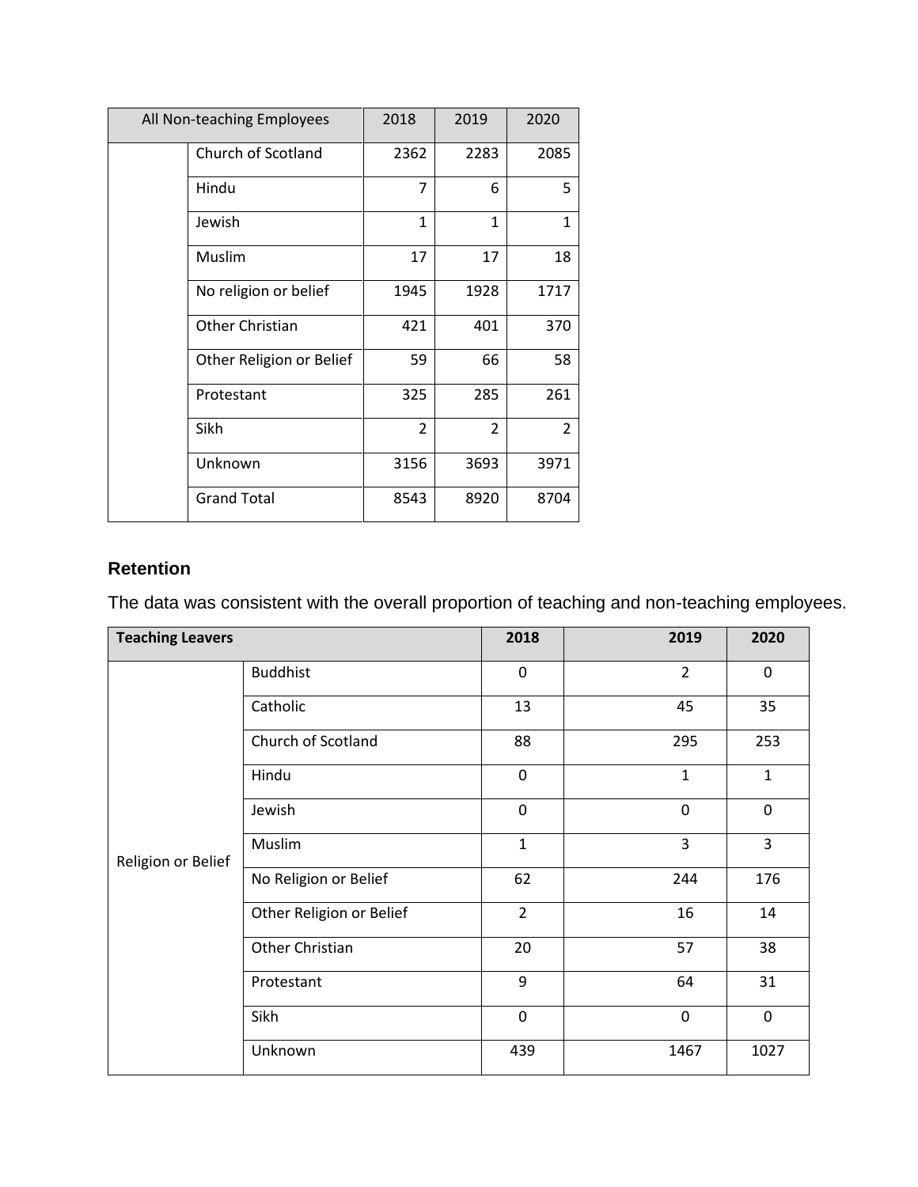| All Non-teaching Employees | | 2018 | 2019 | 2020 |
|---|---|---|---|---|
| | Church of Scotland | 2362 | 2283 | 2085 |
| | Hindu | 7 | 6 | 5 |
| | Jewish | 1 | 1 | 1 |
| | Muslim | 17 | 17 | 18 |
| | No religion or belief | 1945 | 1928 | 1717 |
| | Other Christian | 421 | 401 | 370 |
| | Other Religion or Belief | 59 | 66 | 58 |
| | Protestant | 325 | 285 | 261 |
| | Sikh | 2 | 2 | 2 |
| | Unknown | 3156 | 3693 | 3971 |
| | Grand Total | 8543 | 8920 | 8704 |

### Retention

The data was consistent with the overall proportion of teaching and non-teaching employees.

| Teaching Leavers | | 2018 | 2019 | 2020 |
|---|---|---|---|---|
| Religion or Belief | Buddhist | 0 | 2 | 0 |
| | Catholic | 13 | 45 | 35 |
| | Church of Scotland | 88 | 295 | 253 |
| | Hindu | 0 | 1 | 1 |
| | Jewish | 0 | 0 | 0 |
| | Muslim | 1 | 3 | 3 |
| | No Religion or Belief | 62 | 244 | 176 |
| | Other Religion or Belief | 2 | 16 | 14 |
| | Other Christian | 20 | 57 | 38 |
| | Protestant | 9 | 64 | 31 |
| | Sikh | 0 | 0 | 0 |
| | Unknown | 439 | 1467 | 1027 |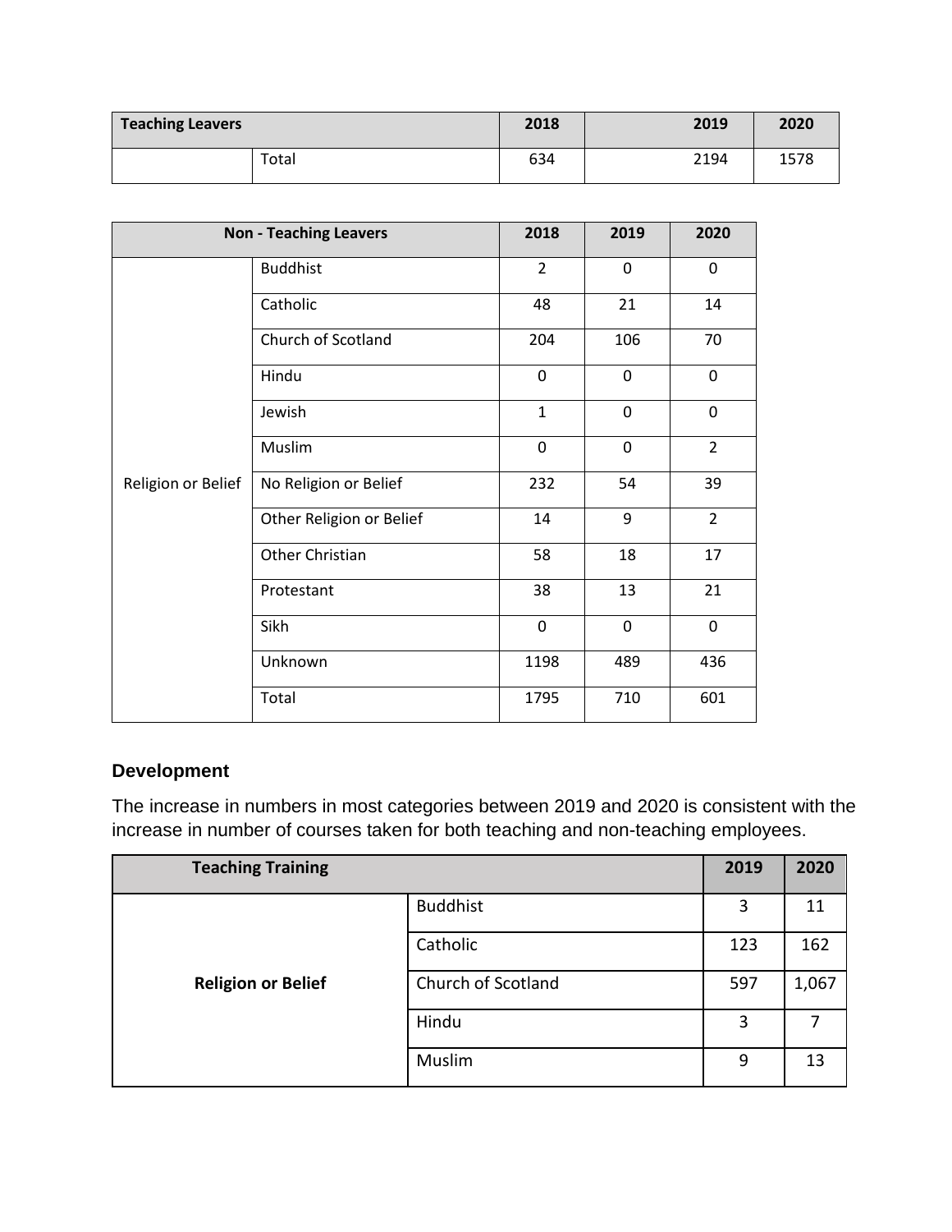| Teaching Leavers | | 2018 | 2019 | 2020 |
|---|---|---|---|---|
| | Total | 634 | 2194 | 1578 |

| Non - Teaching Leavers | | 2018 | 2019 | 2020 |
|---|---|---|---|---|
| Religion or Belief | Buddhist | 2 | 0 | 0 |
| | Catholic | 48 | 21 | 14 |
| | Church of Scotland | 204 | 106 | 70 |
| | Hindu | 0 | 0 | 0 |
| | Jewish | 1 | 0 | 0 |
| | Muslim | 0 | 0 | 2 |
| | No Religion or Belief | 232 | 54 | 39 |
| | Other Religion or Belief | 14 | 9 | 2 |
| | Other Christian | 58 | 18 | 17 |
| | Protestant | 38 | 13 | 21 |
| | Sikh | 0 | 0 | 0 |
| | Unknown | 1198 | 489 | 436 |
| | Total | 1795 | 710 | 601 |

### Development

The increase in numbers in most categories between 2019 and 2020 is consistent with the increase in number of courses taken for both teaching and non-teaching employees.

| Teaching Training | | 2019 | 2020 |
|---|---|---|---|
| **Religion or Belief** | Buddhist | 3 | 11 |
| | Catholic | 123 | 162 |
| | Church of Scotland | 597 | 1,067 |
| | Hindu | 3 | 7 |
| | Muslim | 9 | 13 |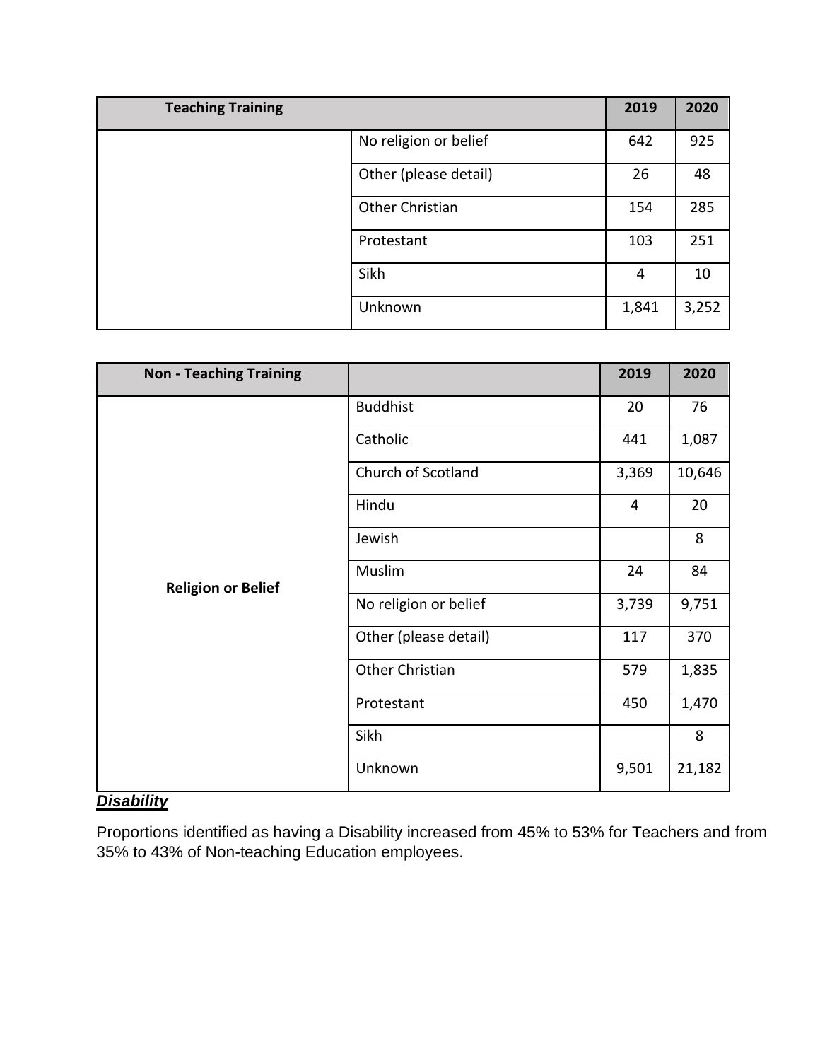| Teaching Training | | 2019 | 2020 |
|---|---|---|---|
| | No religion or belief | 642 | 925 |
| | Other (please detail) | 26 | 48 |
| | Other Christian | 154 | 285 |
| | Protestant | 103 | 251 |
| | Sikh | 4 | 10 |
| | Unknown | 1,841 | 3,252 |

| Non - Teaching Training | | 2019 | 2020 |
|---|---|---|---|
| Religion or Belief | Buddhist | 20 | 76 |
| | Catholic | 441 | 1,087 |
| | Church of Scotland | 3,369 | 10,646 |
| | Hindu | 4 | 20 |
| | Jewish | | 8 |
| | Muslim | 24 | 84 |
| | No religion or belief | 3,739 | 9,751 |
| | Other (please detail) | 117 | 370 |
| | Other Christian | 579 | 1,835 |
| | Protestant | 450 | 1,470 |
| | Sikh | | 8 |
| | Unknown | 9,501 | 21,182 |

***Disability***

Proportions identified as having a Disability increased from 45% to 53% for Teachers and from 35% to 43% of Non-teaching Education employees.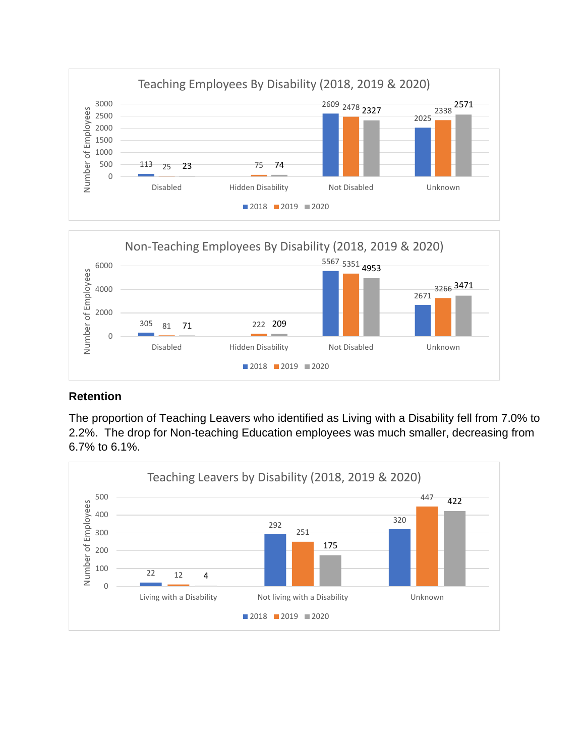**Teaching Employees By Disability (2018, 2019 & 2020)**

| | 2018 | 2019 | 2020 |
|---|---|---|---|
| Disabled | 113 | 25 | 23 |
| Hidden Disability | | 75 | 74 |
| Not Disabled | 2609 | 2478 | 2327 |
| Unknown | 2025 | 2338 | 2571 |

**Non-Teaching Employees By Disability (2018, 2019 & 2020)**

| | 2018 | 2019 | 2020 |
|---|---|---|---|
| Disabled | 305 | 81 | 71 |
| Hidden Disability | | 222 | 209 |
| Not Disabled | 5567 | 5351 | 4953 |
| Unknown | 2671 | 3266 | 3471 |

## Retention

The proportion of Teaching Leavers who identified as Living with a Disability fell from 7.0% to 2.2%. The drop for Non-teaching Education employees was much smaller, decreasing from 6.7% to 6.1%.

**Teaching Leavers by Disability (2018, 2019 & 2020)**

| | 2018 | 2019 | 2020 |
|---|---|---|---|
| Living with a Disability | 22 | 12 | 4 |
| Not living with a Disability | 292 | 251 | 175 |
| Unknown | 320 | 447 | 422 |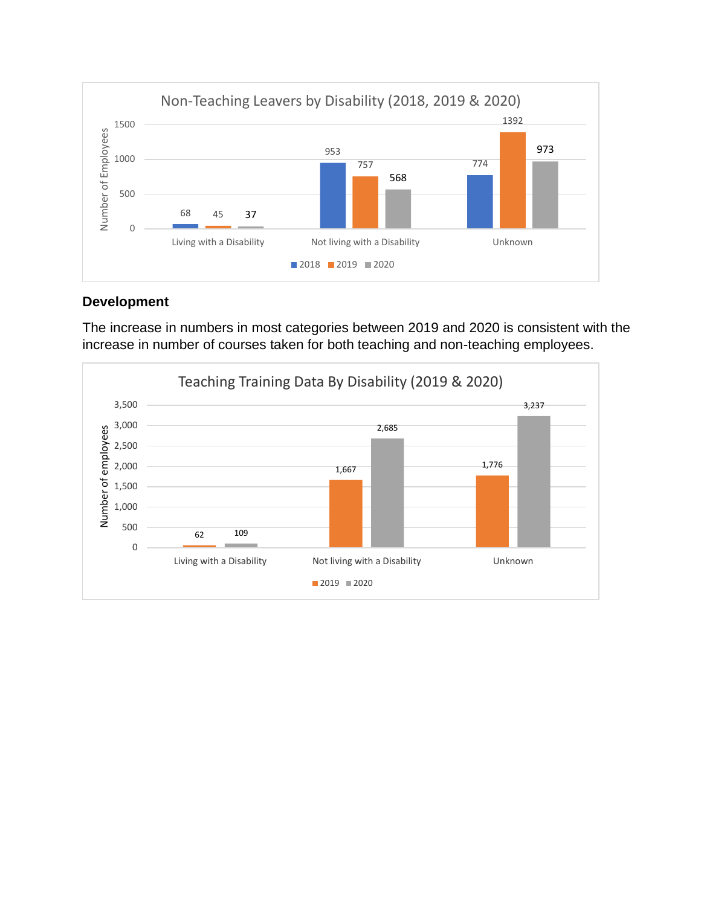**Non-Teaching Leavers by Disability (2018, 2019 & 2020)**

| Number of Employees | 2018 | 2019 | 2020 |
|---|---|---|---|
| Living with a Disability | 68 | 45 | 37 |
| Not living with a Disability | 953 | 757 | 568 |
| Unknown | 774 | 1392 | 973 |

## Development

The increase in numbers in most categories between 2019 and 2020 is consistent with the increase in number of courses taken for both teaching and non-teaching employees.

**Teaching Training Data By Disability (2019 & 2020)**

| Number of employees | 2019 | 2020 |
|---|---|---|
| Living with a Disability | 62 | 109 |
| Not living with a Disability | 1,667 | 2,685 |
| Unknown | 1,776 | 3,237 |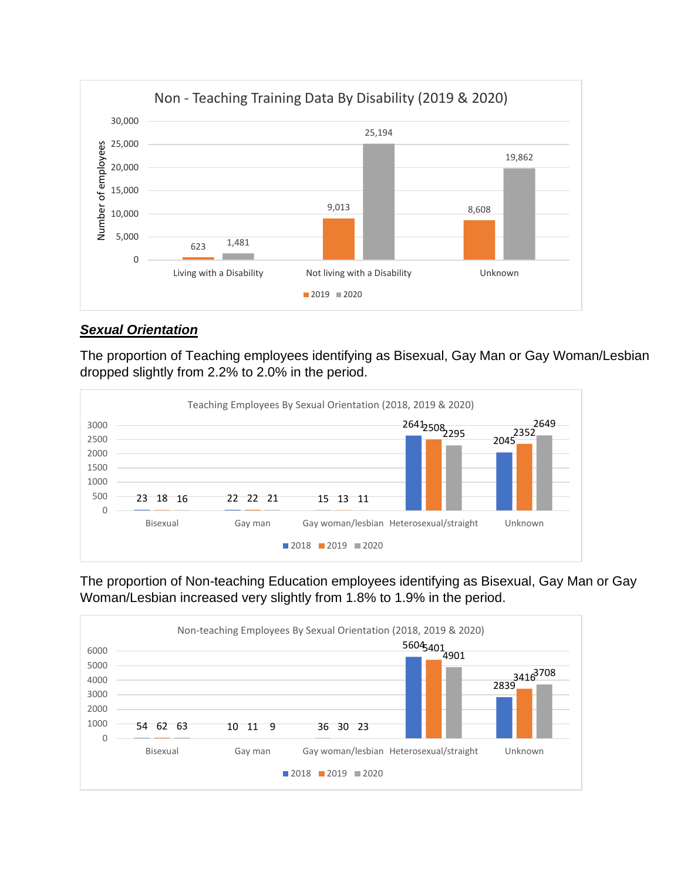**Non - Teaching Training Data By Disability (2019 & 2020)**

| | 2019 | 2020 |
|---|---|---|
| Living with a Disability | 623 | 1,481 |
| Not living with a Disability | 9,013 | 25,194 |
| Unknown | 8,608 | 19,862 |

## ***Sexual Orientation***

The proportion of Teaching employees identifying as Bisexual, Gay Man or Gay Woman/Lesbian dropped slightly from 2.2% to 2.0% in the period.

**Teaching Employees By Sexual Orientation (2018, 2019 & 2020)**

| | 2018 | 2019 | 2020 |
|---|---|---|---|
| Bisexual | 23 | 18 | 16 |
| Gay man | 22 | 22 | 21 |
| Gay woman/lesbian | 15 | 13 | 11 |
| Heterosexual/straight | 2641 | 2508 | 2295 |
| Unknown | 2045 | 2352 | 2649 |

The proportion of Non-teaching Education employees identifying as Bisexual, Gay Man or Gay Woman/Lesbian increased very slightly from 1.8% to 1.9% in the period.

**Non-teaching Employees By Sexual Orientation (2018, 2019 & 2020)**

| | 2018 | 2019 | 2020 |
|---|---|---|---|
| Bisexual | 54 | 62 | 63 |
| Gay man | 10 | 11 | 9 |
| Gay woman/lesbian | 36 | 30 | 23 |
| Heterosexual/straight | 5604 | 5401 | 4901 |
| Unknown | 2839 | 3416 | 3708 |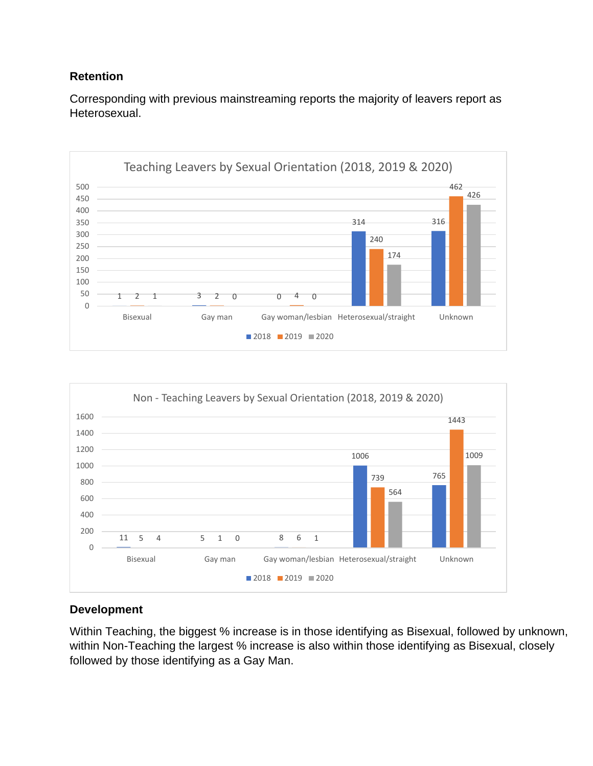### Retention

Corresponding with previous mainstreaming reports the majority of leavers report as Heterosexual.

**Teaching Leavers by Sexual Orientation (2018, 2019 & 2020)**

| | 2018 | 2019 | 2020 |
|---|---|---|---|
| Bisexual | 1 | 2 | 1 |
| Gay man | 3 | 2 | 0 |
| Gay woman/lesbian | 0 | 4 | 0 |
| Heterosexual/straight | 314 | 240 | 174 |
| Unknown | 316 | 462 | 426 |

**Non - Teaching Leavers by Sexual Orientation (2018, 2019 & 2020)**

| | 2018 | 2019 | 2020 |
|---|---|---|---|
| Bisexual | 11 | 5 | 4 |
| Gay man | 5 | 1 | 0 |
| Gay woman/lesbian | 8 | 6 | 1 |
| Heterosexual/straight | 1006 | 739 | 564 |
| Unknown | 765 | 1443 | 1009 |

### Development

Within Teaching, the biggest % increase is in those identifying as Bisexual, followed by unknown, within Non-Teaching the largest % increase is also within those identifying as Bisexual, closely followed by those identifying as a Gay Man.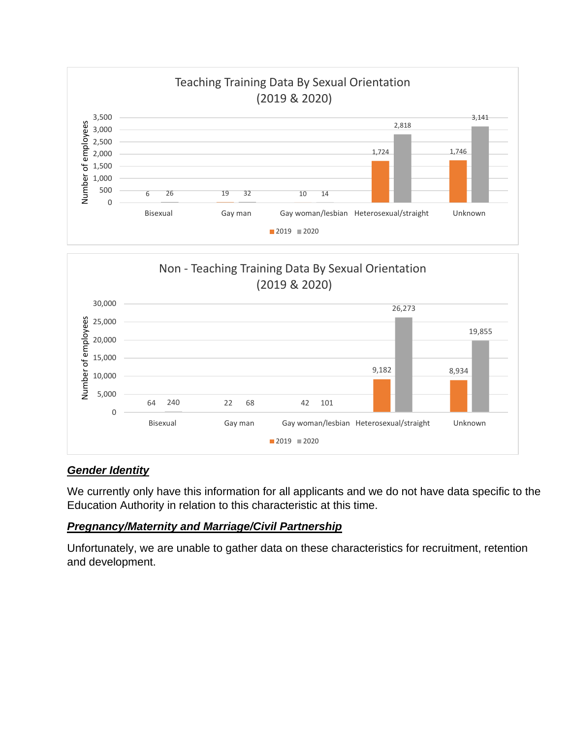Teaching Training Data By Sexual Orientation (2019 & 2020)

Number of employees

3,500
3,000
2,500
2,000
1,500
1,000
500
0

6 26
19 32
10 14
1,724 2,818
1,746 3,141

Bisexual
Gay man
Gay woman/lesbian
Heterosexual/straight
Unknown

2019 2020

Non - Teaching Training Data By Sexual Orientation (2019 & 2020)

Number of employees

30,000
25,000
20,000
15,000
10,000
5,000
0

64 240
22 68
42 101
9,182 26,273
8,934 19,855

Bisexual
Gay man
Gay woman/lesbian
Heterosexual/straight
Unknown

2019 2020

### ***Gender Identity***

We currently only have this information for all applicants and we do not have data specific to the Education Authority in relation to this characteristic at this time.

### ***Pregnancy/Maternity and Marriage/Civil Partnership***

Unfortunately, we are unable to gather data on these characteristics for recruitment, retention and development.